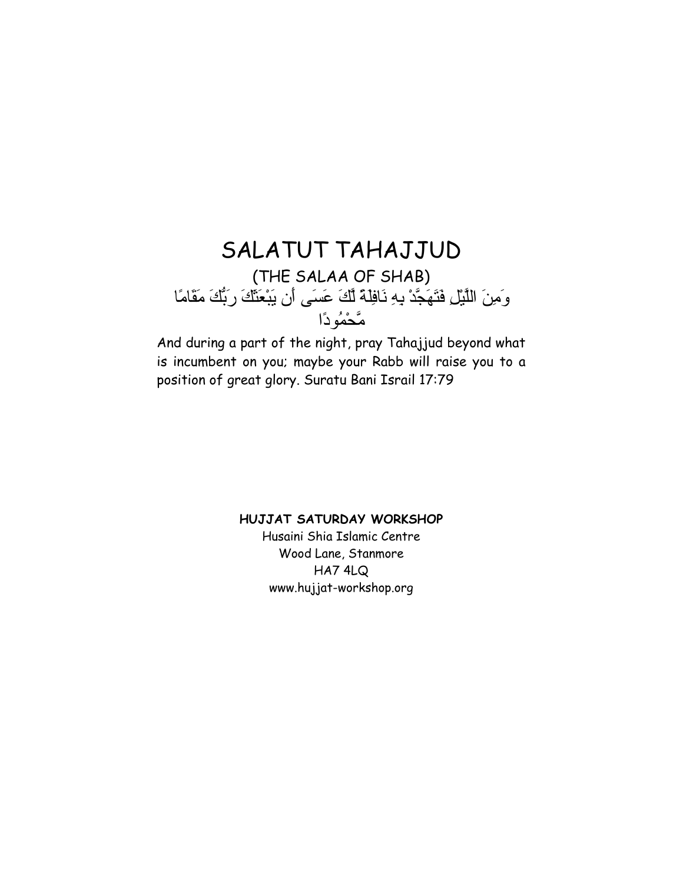# SALATUT TAHAJJUD

(THE SALAA OF SHAB)

وَمِنَ اللَّيْلِ فَتَهَجَّدْ بِهِ نَافِلَةً لَّكَ عَسَى أَن يَبْعَثَكَ رَبُّكَ مَقَامًا مَّحْمُودًا

And during a part of the night, pray Tahajjud beyond what is incumbent on you; maybe your Rabb will raise you to a position of great glory. Suratu Bani Israil 17:79

**HUJJAT SATURDAY WORKSHOP**

Husaini Shia Islamic Centre

Wood Lane, Stanmore

HA7 4LQ

www.hujjat-workshop.org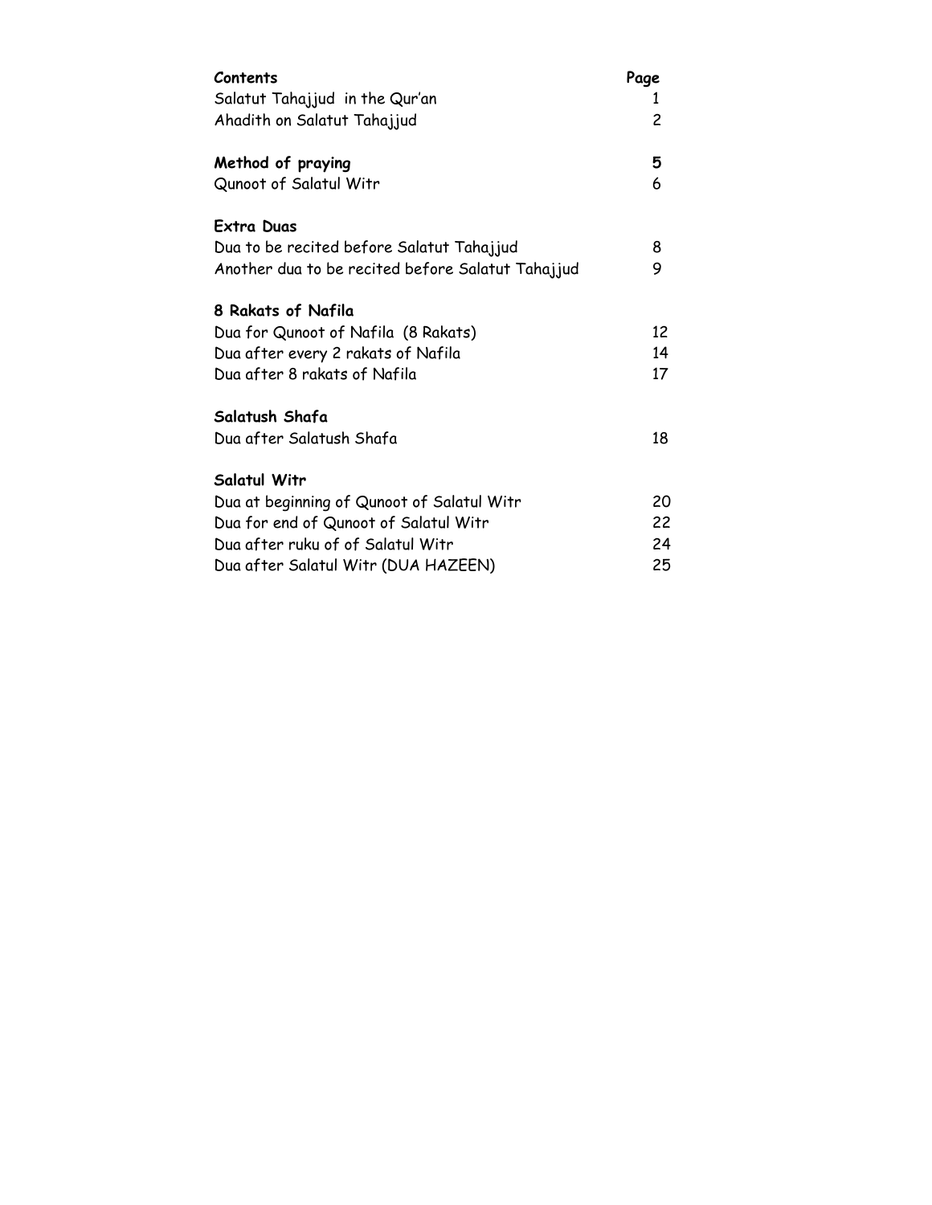| **Contents** | **Page** |
| --- | --- |
| Salatut Tahajjud in the Qur'an | 1 |
| Ahadith on Salatut Tahajjud | 2 |
| | |
| **Method of praying** | **5** |
| Qunoot of Salatul Witr | 6 |
| | |
| **Extra Duas** | |
| Dua to be recited before Salatut Tahajjud | 8 |
| Another dua to be recited before Salatut Tahajjud | 9 |
| | |
| **8 Rakats of Nafila** | |
| Dua for Qunoot of Nafila (8 Rakats) | 12 |
| Dua after every 2 rakats of Nafila | 14 |
| Dua after 8 rakats of Nafila | 17 |
| | |
| **Salatush Shafa** | |
| Dua after Salatush Shafa | 18 |
| | |
| **Salatul Witr** | |
| Dua at beginning of Qunoot of Salatul Witr | 20 |
| Dua for end of Qunoot of Salatul Witr | 22 |
| Dua after ruku of of Salatul Witr | 24 |
| Dua after Salatul Witr (DUA HAZEEN) | 25 |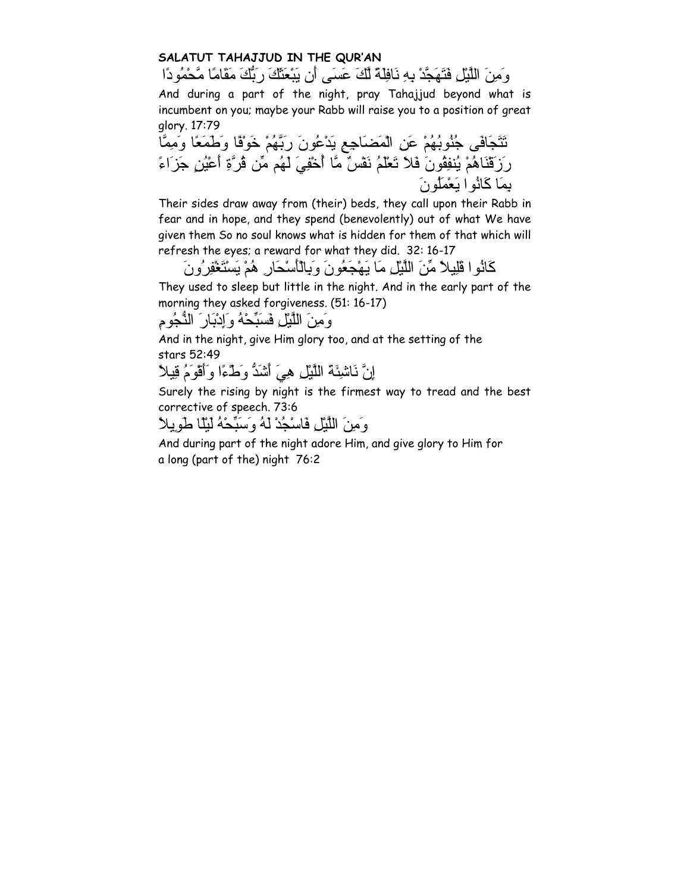**SALATUT TAHAJJUD IN THE QUR'AN**

وَمِنَ اللَّيْلِ فَتَهَجَّدْ بِهِ نَافِلَةً لَّكَ عَسَى أَن يَبْعَثَكَ رَبُّكَ مَقَامًا مَّحْمُودًا

And during a part of the night, pray Tahajjud beyond what is incumbent on you; maybe your Rabb will raise you to a position of great glory. 17:79

تَتَجَافَى جُنُوبُهُمْ عَنِ الْمَضَاجِعِ يَدْعُونَ رَبَّهُمْ خَوْفًا وَطَمَعًا وَمِمَّا رَزَقْنَاهُمْ يُنفِقُونَ فَلاَ تَعْلَمُ نَفْسٌ مَّا أُخْفِيَ لَهُم مِّن قُرَّةِ أَعْيُنٍ جَزَاءً بِمَا كَانُوا يَعْمَلُونَ

Their sides draw away from (their) beds, they call upon their Rabb in fear and in hope, and they spend (benevolently) out of what We have given them So no soul knows what is hidden for them of that which will refresh the eyes; a reward for what they did. 32: 16-17

كَانُوا قَلِيلاً مِّنَ اللَّيْلِ مَا يَهْجَعُونَ وَبِالْأَسْحَارِ هُمْ يَسْتَغْفِرُونَ

They used to sleep but little in the night. And in the early part of the morning they asked forgiveness. (51: 16-17)

وَمِنَ اللَّيْلِ فَسَبِّحْهُ وَإِدْبَارَ النُّجُومِ

And in the night, give Him glory too, and at the setting of the stars 52:49

إِنَّ نَاشِئَةَ اللَّيْلِ هِيَ أَشَدُّ وَطْءًا وَأَقْوَمُ قِيلاً

Surely the rising by night is the firmest way to tread and the best corrective of speech. 73:6

وَمِنَ اللَّيْلِ فَاسْجُدْ لَهُ وَسَبِّحْهُ لَيْلًا طَوِيلاً

And during part of the night adore Him, and give glory to Him for a long (part of the) night 76:2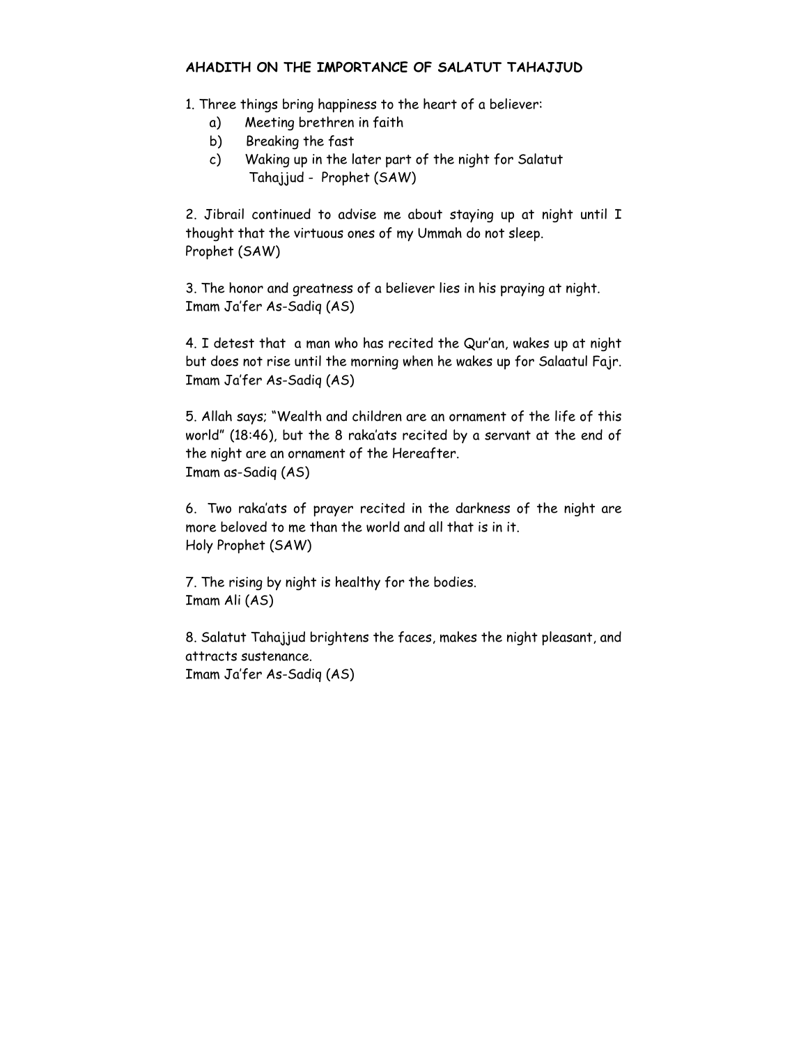**AHADITH ON THE IMPORTANCE OF SALATUT TAHAJJUD**

1. Three things bring happiness to the heart of a believer:
   a) Meeting brethren in faith
   b) Breaking the fast
   c) Waking up in the later part of the night for Salatut Tahajjud - Prophet (SAW)

2. Jibrail continued to advise me about staying up at night until I thought that the virtuous ones of my Ummah do not sleep.
Prophet (SAW)

3. The honor and greatness of a believer lies in his praying at night.
Imam Ja'fer As-Sadiq (AS)

4. I detest that a man who has recited the Qur'an, wakes up at night but does not rise until the morning when he wakes up for Salaatul Fajr.
Imam Ja'fer As-Sadiq (AS)

5. Allah says; "Wealth and children are an ornament of the life of this world" (18:46), but the 8 raka'ats recited by a servant at the end of the night are an ornament of the Hereafter.
Imam as-Sadiq (AS)

6. Two raka'ats of prayer recited in the darkness of the night are more beloved to me than the world and all that is in it.
Holy Prophet (SAW)

7. The rising by night is healthy for the bodies.
Imam Ali (AS)

8. Salatut Tahajjud brightens the faces, makes the night pleasant, and attracts sustenance.
Imam Ja'fer As-Sadiq (AS)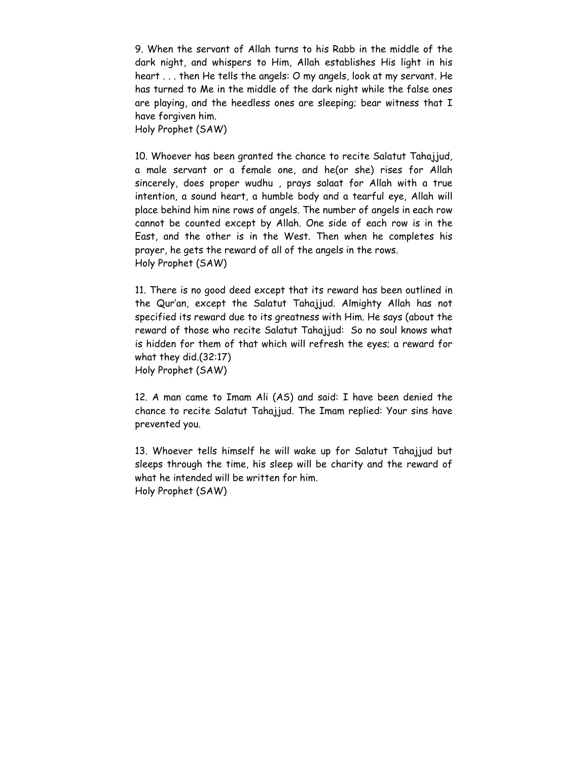9. When the servant of Allah turns to his Rabb in the middle of the dark night, and whispers to Him, Allah establishes His light in his heart . . . then He tells the angels: O my angels, look at my servant. He has turned to Me in the middle of the dark night while the false ones are playing, and the heedless ones are sleeping; bear witness that I have forgiven him.
Holy Prophet (SAW)

10. Whoever has been granted the chance to recite Salatut Tahajjud, a male servant or a female one, and he(or she) rises for Allah sincerely, does proper wudhu , prays salaat for Allah with a true intention, a sound heart, a humble body and a tearful eye, Allah will place behind him nine rows of angels. The number of angels in each row cannot be counted except by Allah. One side of each row is in the East, and the other is in the West. Then when he completes his prayer, he gets the reward of all of the angels in the rows.
Holy Prophet (SAW)

11. There is no good deed except that its reward has been outlined in the Qur'an, except the Salatut Tahajjud. Almighty Allah has not specified its reward due to its greatness with Him. He says (about the reward of those who recite Salatut Tahajjud: So no soul knows what is hidden for them of that which will refresh the eyes; a reward for what they did.(32:17)
Holy Prophet (SAW)

12. A man came to Imam Ali (AS) and said: I have been denied the chance to recite Salatut Tahajjud. The Imam replied: Your sins have prevented you.

13. Whoever tells himself he will wake up for Salatut Tahajjud but sleeps through the time, his sleep will be charity and the reward of what he intended will be written for him.
Holy Prophet (SAW)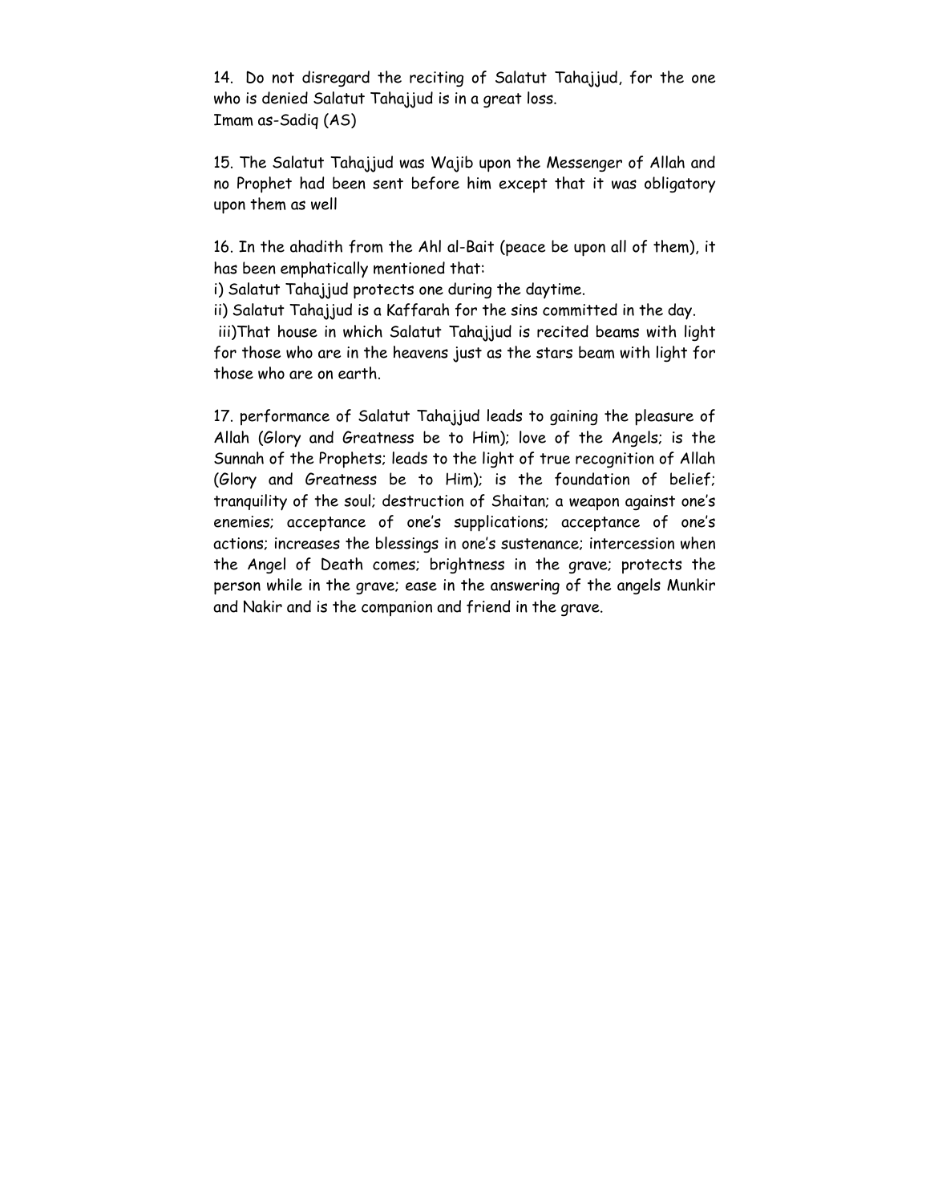14. Do not disregard the reciting of Salatut Tahajjud, for the one who is denied Salatut Tahajjud is in a great loss.
Imam as-Sadiq (AS)

15. The Salatut Tahajjud was Wajib upon the Messenger of Allah and no Prophet had been sent before him except that it was obligatory upon them as well

16. In the ahadith from the Ahl al-Bait (peace be upon all of them), it has been emphatically mentioned that:

i) Salatut Tahajjud protects one during the daytime.

ii) Salatut Tahajjud is a Kaffarah for the sins committed in the day.

iii)That house in which Salatut Tahajjud is recited beams with light for those who are in the heavens just as the stars beam with light for those who are on earth.

17. performance of Salatut Tahajjud leads to gaining the pleasure of Allah (Glory and Greatness be to Him); love of the Angels; is the Sunnah of the Prophets; leads to the light of true recognition of Allah (Glory and Greatness be to Him); is the foundation of belief; tranquility of the soul; destruction of Shaitan; a weapon against one's enemies; acceptance of one's supplications; acceptance of one's actions; increases the blessings in one's sustenance; intercession when the Angel of Death comes; brightness in the grave; protects the person while in the grave; ease in the answering of the angels Munkir and Nakir and is the companion and friend in the grave.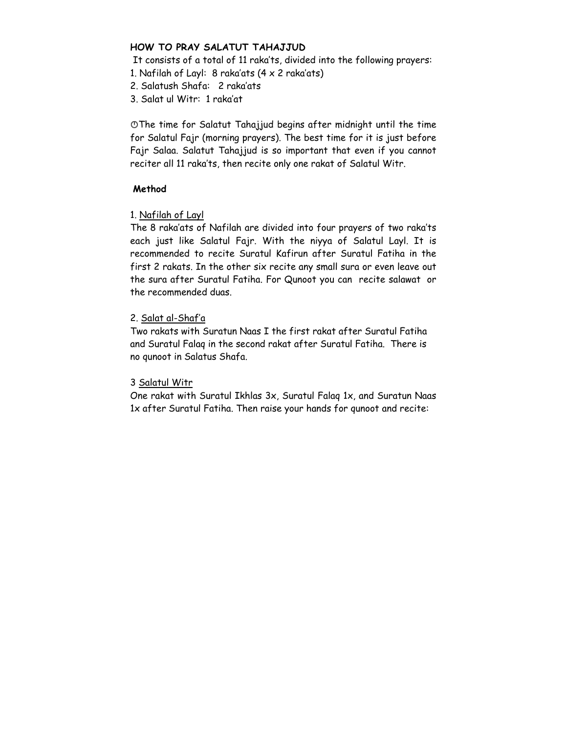**HOW TO PRAY SALATUT TAHAJJUD**

It consists of a total of 11 raka'ts, divided into the following prayers:

1. Nafilah of Layl: 8 raka'ats (4 x 2 raka'ats)
2. Salatush Shafa: 2 raka'ats
3. Salat ul Witr: 1 raka'at

🕐The time for Salatut Tahajjud begins after midnight until the time for Salatul Fajr (morning prayers). The best time for it is just before Fajr Salaa. Salatut Tahajjud is so important that even if you cannot reciter all 11 raka'ts, then recite only one rakat of Salatul Witr.

**Method**

1. Nafilah of Layl

The 8 raka'ats of Nafilah are divided into four prayers of two raka'ts each just like Salatul Fajr. With the niyya of Salatul Layl. It is recommended to recite Suratul Kafirun after Suratul Fatiha in the first 2 rakats. In the other six recite any small sura or even leave out the sura after Suratul Fatiha. For Qunoot you can recite salawat or the recommended duas.

2. Salat al-Shaf'a

Two rakats with Suratun Naas I the first rakat after Suratul Fatiha and Suratul Falaq in the second rakat after Suratul Fatiha. There is no qunoot in Salatus Shafa.

3 Salatul Witr

One rakat with Suratul Ikhlas 3x, Suratul Falaq 1x, and Suratun Naas 1x after Suratul Fatiha. Then raise your hands for qunoot and recite: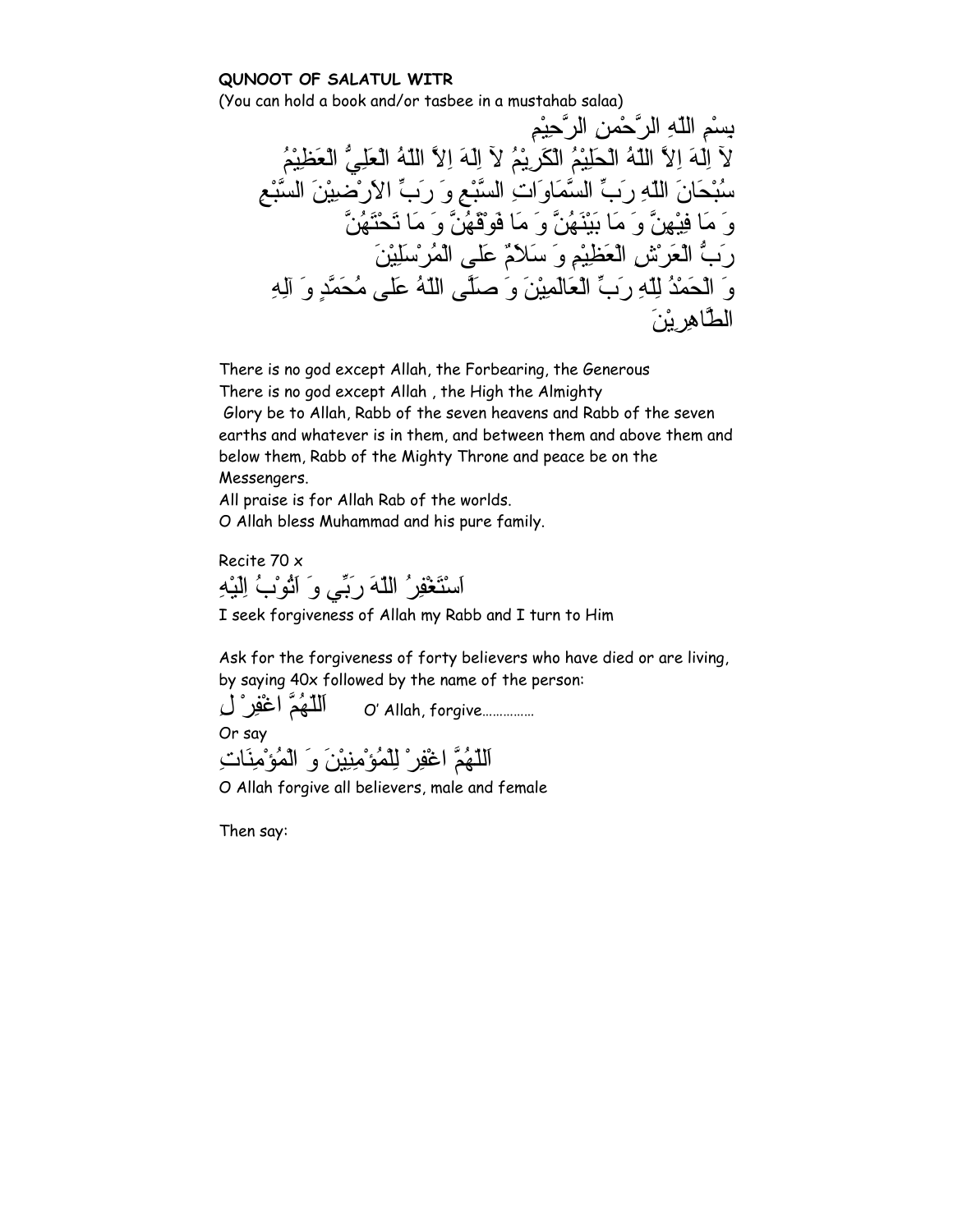**QUNOOT OF SALATUL WITR**

(You can hold a book and/or tasbee in a mustahab salaa)

بِسْمِ اللّٰهِ الرَّحْمٰنِ الرَّحِيْمِ

لآ اِلٰهَ اِلاَّ اللّٰهُ الْحَلِيْمُ الْكَرِيْمُ لآ اِلٰهَ اِلاَّ اللّٰهُ الْعَلِيُّ الْعَظِيْمُ

سُبْحَانَ اللّٰهِ رَبِّ السَّمَاوَاتِ السَّبْعِ وَ رَبِّ الاَرْضِيْنَ السَّبْعِ

وَ مَا فِيْهِنَّ وَ مَا بَيْنَهُنَّ وَ مَا فَوْقَهُنَّ وَ مَا تَحْتَهُنَّ

رَبُّ الْعَرْشِ الْعَظِيْمِ وَ سَلاَمٌ عَلَى الْمُرْسَلِيْنَ

وَ الْحَمْدُ لِلّٰهِ رَبِّ الْعَالَمِيْنَ وَ صَلَّى اللّٰهُ عَلَى مُحَمَّدٍ وَ آلِهِ

الطَّاهِرِيْنَ

There is no god except Allah, the Forbearing, the Generous
There is no god except Allah , the High the Almighty
Glory be to Allah, Rabb of the seven heavens and Rabb of the seven earths and whatever is in them, and between them and above them and below them, Rabb of the Mighty Throne and peace be on the Messengers.
All praise is for Allah Rab of the worlds.
O Allah bless Muhammad and his pure family.

Recite 70 x

اَسْتَغْفِرُ اللّٰهَ رَبِّي وَ اَتُوْبُ اِلَيْهِ

I seek forgiveness of Allah my Rabb and I turn to Him

Ask for the forgiveness of forty believers who have died or are living, by saying 40x followed by the name of the person:

اَللّٰهُمَّ اغْفِرْ لِ O' Allah, forgive……………

Or say

اَللّٰهُمَّ اغْفِرْ لِلْمُؤْمِنِيْنَ وَ الْمُؤْمِنَاتِ

O Allah forgive all believers, male and female

Then say: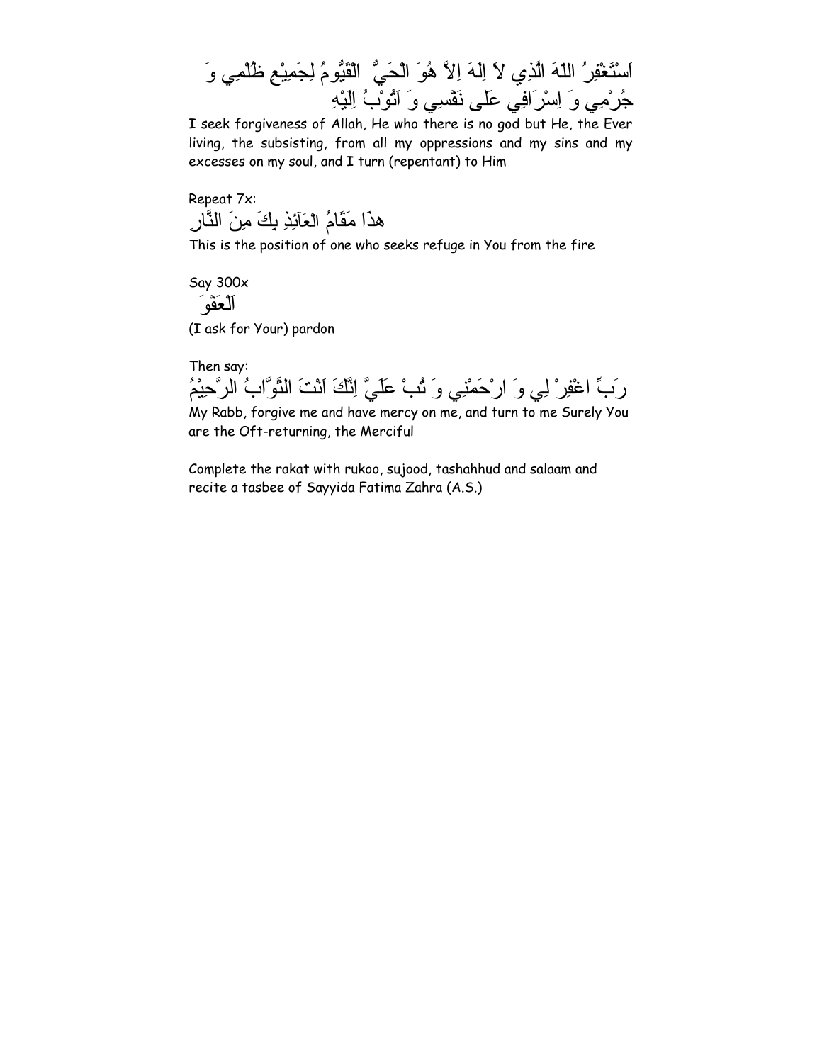اَسْتَغْفِرُ اللّهَ الَّذِي لاَ اِلَهَ اِلاَّ هُوَ الْحَيُّ الْقَيُّومُ لِجَمِيْعِ ظُلْمِي وَ جُرْمِي وَ اِسْرَافِي عَلَى نَفْسِي وَ اَتُوْبُ اِلَيْهِ

I seek forgiveness of Allah, He who there is no god but He, the Ever living, the subsisting, from all my oppressions and my sins and my excesses on my soul, and I turn (repentant) to Him

Repeat 7x:

هذَا مَقَامُ الْعَآئِذِ بِكَ مِنَ النَّارِ

This is the position of one who seeks refuge in You from the fire

Say 300x

اَلْعَفْوَ

(I ask for Your) pardon

Then say:

رَبِّ اغْفِرْ لِي وَ ارْحَمْنِي وَ تُبْ عَلَيَّ اِنَّكَ اَنْتَ التَّوَّابُ الرَّحِيْمُ

My Rabb, forgive me and have mercy on me, and turn to me Surely You are the Oft-returning, the Merciful

Complete the rakat with rukoo, sujood, tashahhud and salaam and recite a tasbee of Sayyida Fatima Zahra (A.S.)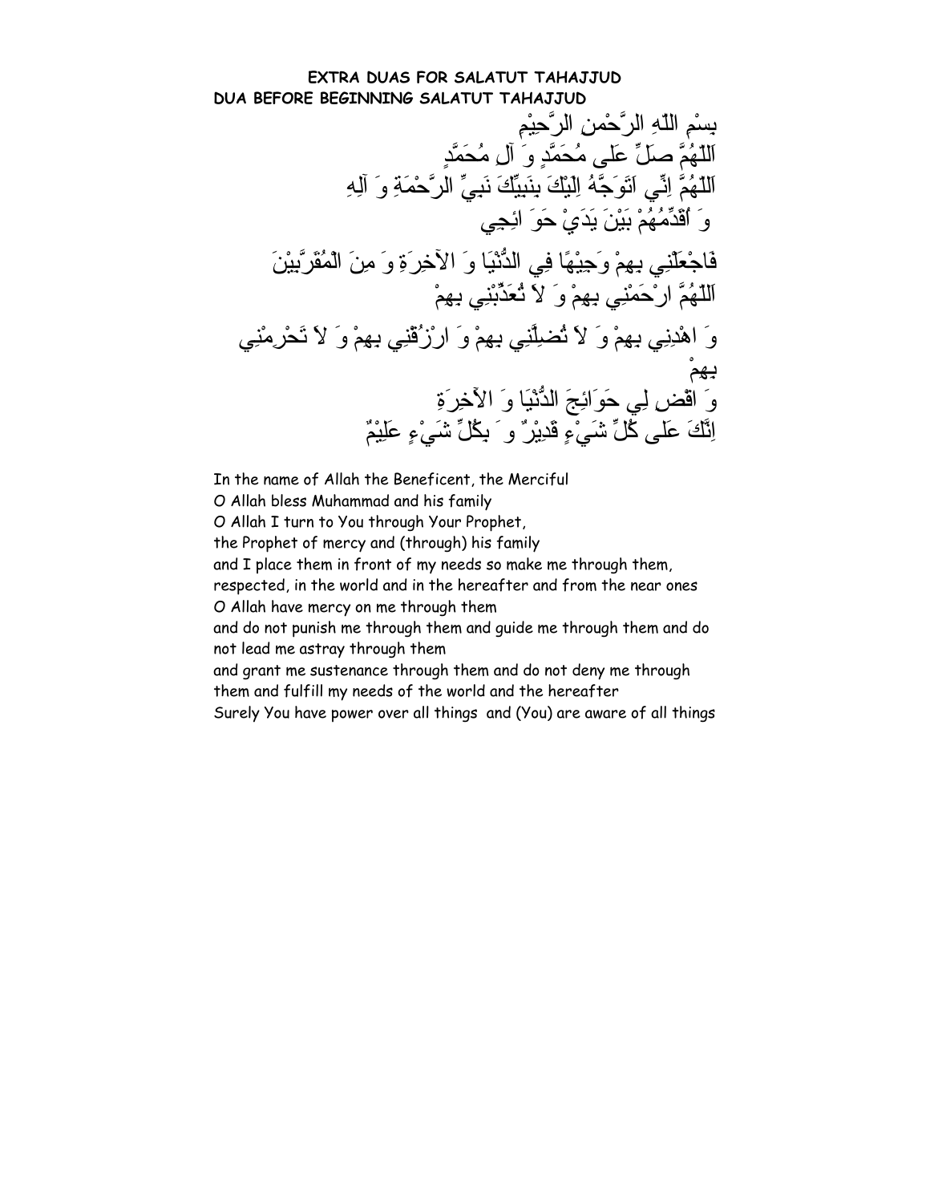## EXTRA DUAS FOR SALATUT TAHAJJUD

### DUA BEFORE BEGINNING SALATUT TAHAJJUD

بِسْمِ اللّٰهِ الرَّحْمٰنِ الرَّحِيْمِ

اَللّٰهُمَّ صَلِّ عَلٰى مُحَمَّدٍ وَ آلِ مُحَمَّدٍ

اَللّٰهُمَّ اِنِّي اَتَوَجَّهُ اِلَيْكَ بِنَبِيِّكَ نَبِيِّ الرَّحْمَةِ وَ آلِهِ

وَ اُقَدِّمُهُمْ بَيْنَ يَدَيْ حَوَائِجِي

فَاجْعَلْنِي بِهِمْ وَجِيْهًا فِي الدُّنْيَا وَ الآخِرَةِ وَ مِنَ الْمُقَرَّبِيْنَ

اَللّٰهُمَّ ارْحَمْنِي بِهِمْ وَ لاَ تُعَذِّبْنِي بِهِمْ

وَ اهْدِنِي بِهِمْ وَ لاَ تُضِلَّنِي بِهِمْ وَ ارْزُقْنِي بِهِمْ وَ لاَ تَحْرِمْنِي بِهِمْ

وَ اقْضِ لِي حَوَائِجَ الدُّنْيَا وَ الآخِرَةِ

اِنَّكَ عَلٰى كُلِّ شَيْءٍ قَدِيْرٌ وَ بِكُلِّ شَيْءٍ عَلِيْمٌ

In the name of Allah the Beneficent, the Merciful
O Allah bless Muhammad and his family
O Allah I turn to You through Your Prophet,
the Prophet of mercy and (through) his family
and I place them in front of my needs so make me through them,
respected, in the world and in the hereafter and from the near ones
O Allah have mercy on me through them
and do not punish me through them and guide me through them and do not lead me astray through them
and grant me sustenance through them and do not deny me through them and fulfill my needs of the world and the hereafter
Surely You have power over all things and (You) are aware of all things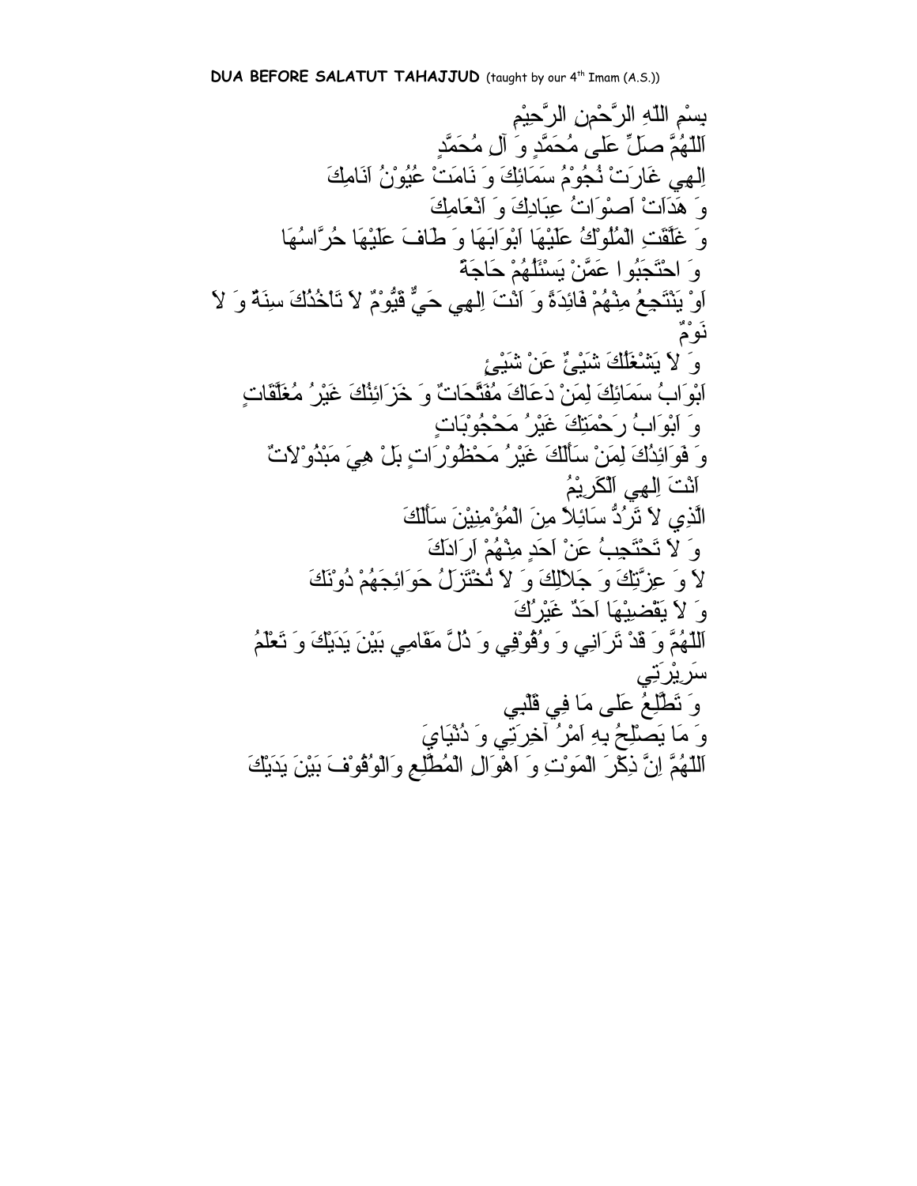**DUA BEFORE SALATUT TAHAJJUD** (taught by our 4th Imam (A.S.))

بِسْمِ اللّٰهِ الرَّحْمٰنِ الرَّحِيْمِ

اَللّٰهُمَّ صَلِّ عَلٰى مُحَمَّدٍ وَ آلِ مُحَمَّدٍ

اِلٰهِي غَارَتْ نُجُوْمُ سَمَائِكَ وَ نَامَتْ عُيُوْنُ اَنَامِكَ

وَ هَدَاَتْ اَصْوَاتُ عِبَادِكَ وَ اَنْعَامِكَ

وَ غَلَّقَتِ الْمُلُوْكُ عَلَيْهَا اَبْوَابَهَا وَ طَافَ عَلَيْهَا حُرَّاسُهَا

وَ احْتَجَبُوا عَمَّنْ يَسْئَلُهُمْ حَاجَةً

اَوْ يَنْتَجِعُ مِنْهُمْ فَائِدَةً وَ اَنْتَ اِلٰهِي حَيٌّ قَيُّوْمٌ لاَ تَاْخُذُكَ سِنَةٌ وَ لاَ نَوْمٌ

وَ لاَ يَشْغَلُكَ شَيْئٌ عَنْ شَيْئٍ

اَبْوَابُ سَمَائِكَ لِمَنْ دَعَاكَ مُفَتَّحَاتٌ وَ خَزَائِنُكَ غَيْرُ مُغَلَّقَاتٍ

وَ اَبْوَابُ رَحْمَتِكَ غَيْرُ مَحْجُوْبَاتٍ

وَ فَوَائِدُكَ لِمَنْ سَأَلَكَ غَيْرُ مَحْظُوْرَاتٍ بَلْ هِيَ مَبْذُوْلاَتٌ

اَنْتَ اِلٰهِي اَلْكَرِيْمُ

الَّذِي لاَ تَرُدُّ سَائِلاً مِنَ الْمُؤْمِنِيْنَ سَأَلَكَ

وَ لاَ تَحْتَجِبُ عَنْ اَحَدٍ مِنْهُمْ اَرَادَكَ

لاَ وَ عِزَّتِكَ وَ جَلاَلِكَ وَ لاَ تُخْتَزَلُ حَوَائِجَهُمْ دُوْنَكَ

وَ لاَ يَقْضِيْهَا اَحَدٌ غَيْرُكَ

اَللّٰهُمَّ وَ قَدْ تَرَانِي وَ وُقُوْفِي وَ ذُلَّ مَقَامِي بَيْنَ يَدَيْكَ وَ تَعْلَمُ سَرِيْرَتِي

وَ تَطَّلِعُ عَلٰى مَا فِي قَلْبِي

وَ مَا يَصْلُحُ بِهِ اَمْرُ آخِرَتِي وَ دُنْيَايَ

اَللّٰهُمَّ اِنَّ ذِكْرَ الْمَوْتِ وَ اَهْوَالِ الْمُطَّلَعِ وَالْوُقُوْفَ بَيْنَ يَدَيْكَ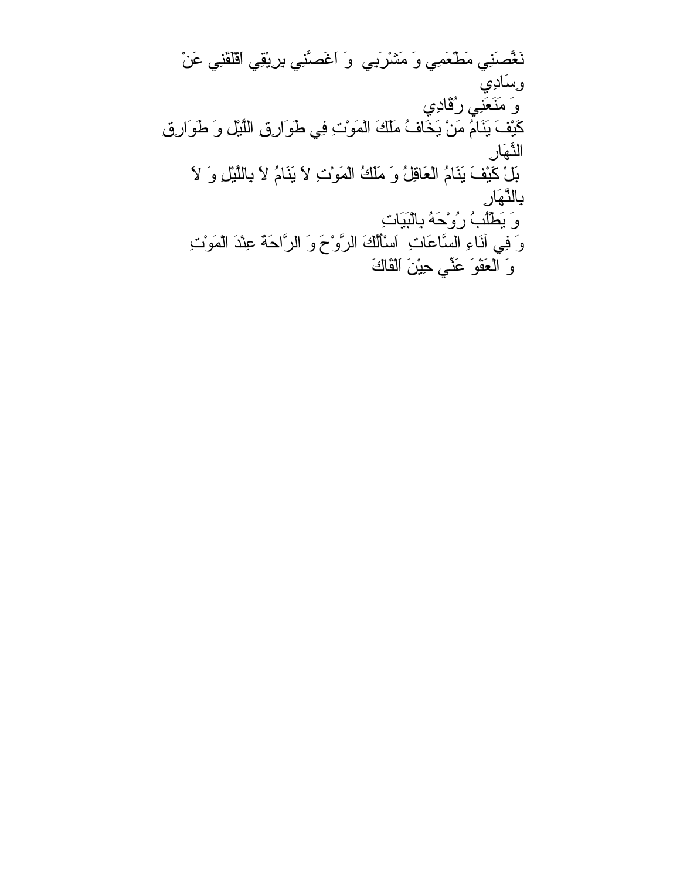نَغَّصَنِي مَطْعَمِي وَ مَشْرَبِي وَ اَغَصَّنِي بِرِيْقِي اَقْلَقَنِي عَنْ وِسَادِي

وَ مَنَعَنِي رُقَادِي

كَيْفَ يَنَامُ مَنْ يَخَافُ مَلَكَ الْمَوْتِ فِي طَوَارِقِ اللَّيْلِ وَ طَوَارِقِ النَّهَارِ

بَلْ كَيْفَ يَنَامُ الْعَاقِلُ وَ مَلَكُ الْمَوْتِ لاَ يَنَامُ لاَ بِاللَّيْلِ وَ لاَ بِالنَّهَارِ

وَ يَطْلُبُ رُوْحَهُ بِالْبَيَاتِ

وَ فِي آنَاءِ السَّاعَاتِ اَسْأَلُكَ الرَّوْحَ وَ الرَّاحَةَ عِنْدَ الْمَوْتِ

وَ الْعَفْوَ عَنِّي حِيْنَ اَلْقَاكَ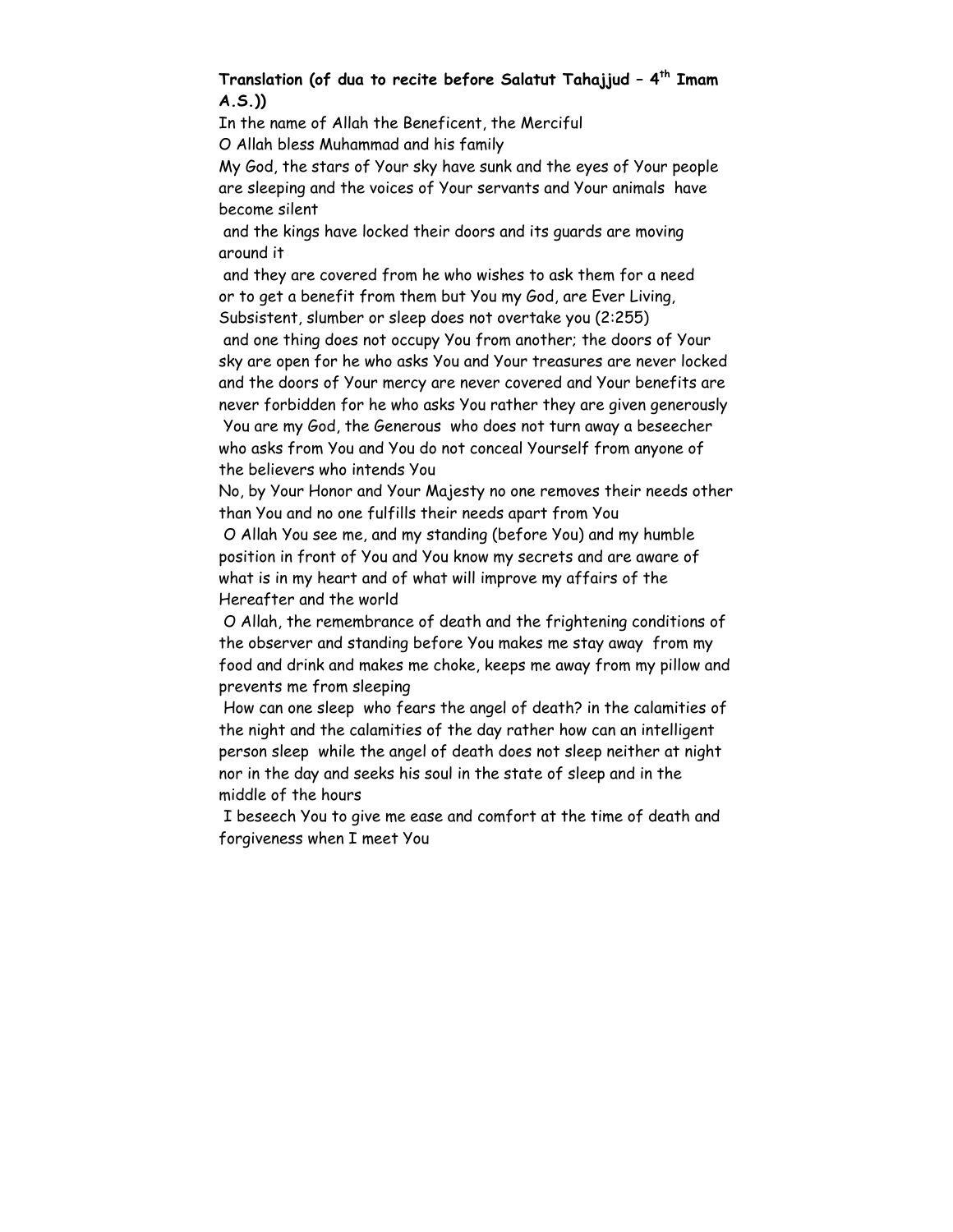**Translation (of dua to recite before Salatut Tahajjud – 4th Imam A.S.))**

In the name of Allah the Beneficent, the Merciful

O Allah bless Muhammad and his family

My God, the stars of Your sky have sunk and the eyes of Your people are sleeping and the voices of Your servants and Your animals have become silent

and the kings have locked their doors and its guards are moving around it

and they are covered from he who wishes to ask them for a need or to get a benefit from them but You my God, are Ever Living, Subsistent, slumber or sleep does not overtake you (2:255)

and one thing does not occupy You from another; the doors of Your sky are open for he who asks You and Your treasures are never locked and the doors of Your mercy are never covered and Your benefits are never forbidden for he who asks You rather they are given generously

You are my God, the Generous who does not turn away a beseecher who asks from You and You do not conceal Yourself from anyone of the believers who intends You

No, by Your Honor and Your Majesty no one removes their needs other than You and no one fulfills their needs apart from You

O Allah You see me, and my standing (before You) and my humble position in front of You and You know my secrets and are aware of what is in my heart and of what will improve my affairs of the Hereafter and the world

O Allah, the remembrance of death and the frightening conditions of the observer and standing before You makes me stay away from my food and drink and makes me choke, keeps me away from my pillow and prevents me from sleeping

How can one sleep who fears the angel of death? in the calamities of the night and the calamities of the day rather how can an intelligent person sleep while the angel of death does not sleep neither at night nor in the day and seeks his soul in the state of sleep and in the middle of the hours

I beseech You to give me ease and comfort at the time of death and forgiveness when I meet You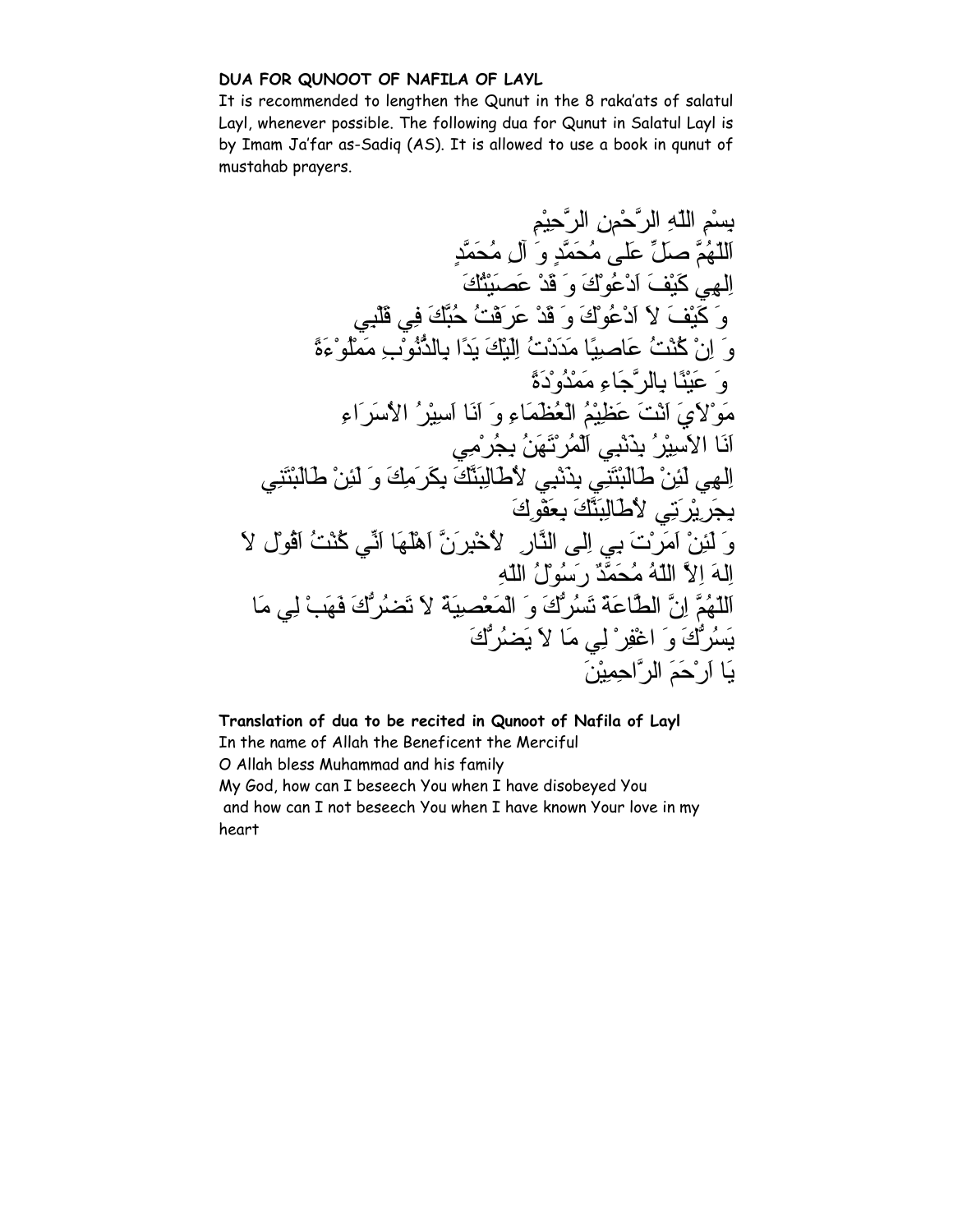**DUA FOR QUNOOT OF NAFILA OF LAYL**

It is recommended to lengthen the Qunut in the 8 raka'ats of salatul Layl, whenever possible. The following dua for Qunut in Salatul Layl is by Imam Ja'far as-Sadiq (AS). It is allowed to use a book in qunut of mustahab prayers.

بِسْمِ اللّٰهِ الرَّحْمٰنِ الرَّحِيْمِ

اَللّٰهُمَّ صَلِّ عَلٰى مُحَمَّدٍ وَ آلِ مُحَمَّدٍ

اِلٰهِي كَيْفَ اَدْعُوْكَ وَ قَدْ عَصَيْتُكَ

وَ كَيْفَ لاَ اَدْعُوْكَ وَ قَدْ عَرَفْتُ حُبَّكَ فِي قَلْبِي

وَ اِنْ كُنْتُ عَاصِيًا مَدَدْتُ اِلَيْكَ يَدًا بِالذُّنُوْبِ مَمْلُوْءَةً

وَ عَيْنًا بِالرَّجَاءِ مَمْدُوْدَةً

مَوْلاَيَ اَنْتَ عَظِيْمُ الْعُظَمَاءِ وَ اَنَا اَسِيْرُ الأُسَرَاءِ

اَنَا الاَسِيْرُ بِذَنْبِي اَلْمُرْتَهَنُ بِجُرْمِي

اِلٰهِي لَئِنْ طَالَبْتَنِي بِذَنْبِي لأُطَالِبَنَّكَ بِكَرَمِكَ وَ لَئِنْ طَالَبْتَنِي بِجَرِيْرَتِي لأُطَالِبَنَّكَ بِعَفْوِكَ

وَ لَئِنْ اَمَرْتَ بِي اِلَى النَّارِ لأُخْبِرَنَّ اَهْلَهَا اَنِّي كُنْتُ اَقُوْلُ لاَ اِلٰهَ اِلاَّ اللّٰهُ مُحَمَّدٌ رَسُوْلُ اللّٰهِ

اَللّٰهُمَّ اِنَّ الطَّاعَةَ تَسُرُّكَ وَ الْمَعْصِيَةَ لاَ تَضُرُّكَ فَهَبْ لِي مَا يَسُرُّكَ وَ اغْفِرْ لِي مَا لاَ يَضُرُّكَ

يَا اَرْحَمَ الرَّاحِمِيْنَ

**Translation of dua to be recited in Qunoot of Nafila of Layl**

In the name of Allah the Beneficent the Merciful

O Allah bless Muhammad and his family

My God, how can I beseech You when I have disobeyed You

and how can I not beseech You when I have known Your love in my heart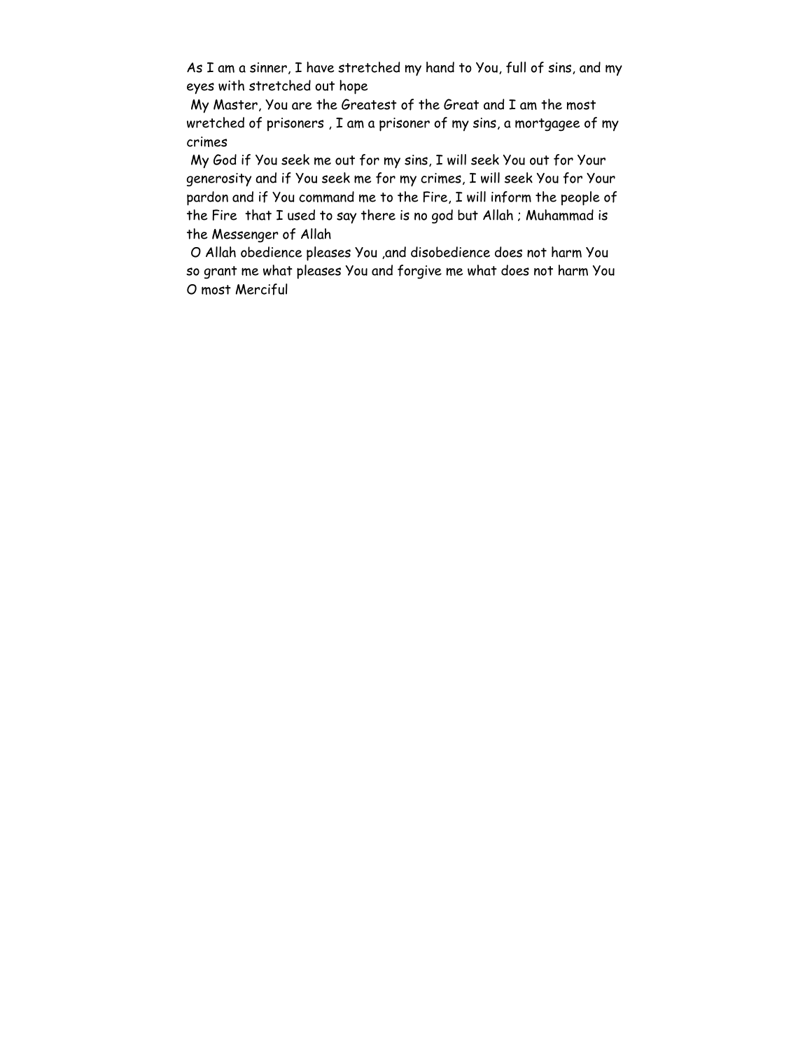As I am a sinner, I have stretched my hand to You, full of sins, and my eyes with stretched out hope

My Master, You are the Greatest of the Great and I am the most wretched of prisoners , I am a prisoner of my sins, a mortgagee of my crimes

My God if You seek me out for my sins, I will seek You out for Your generosity and if You seek me for my crimes, I will seek You for Your pardon and if You command me to the Fire, I will inform the people of the Fire that I used to say there is no god but Allah ; Muhammad is the Messenger of Allah

O Allah obedience pleases You ,and disobedience does not harm You so grant me what pleases You and forgive me what does not harm You O most Merciful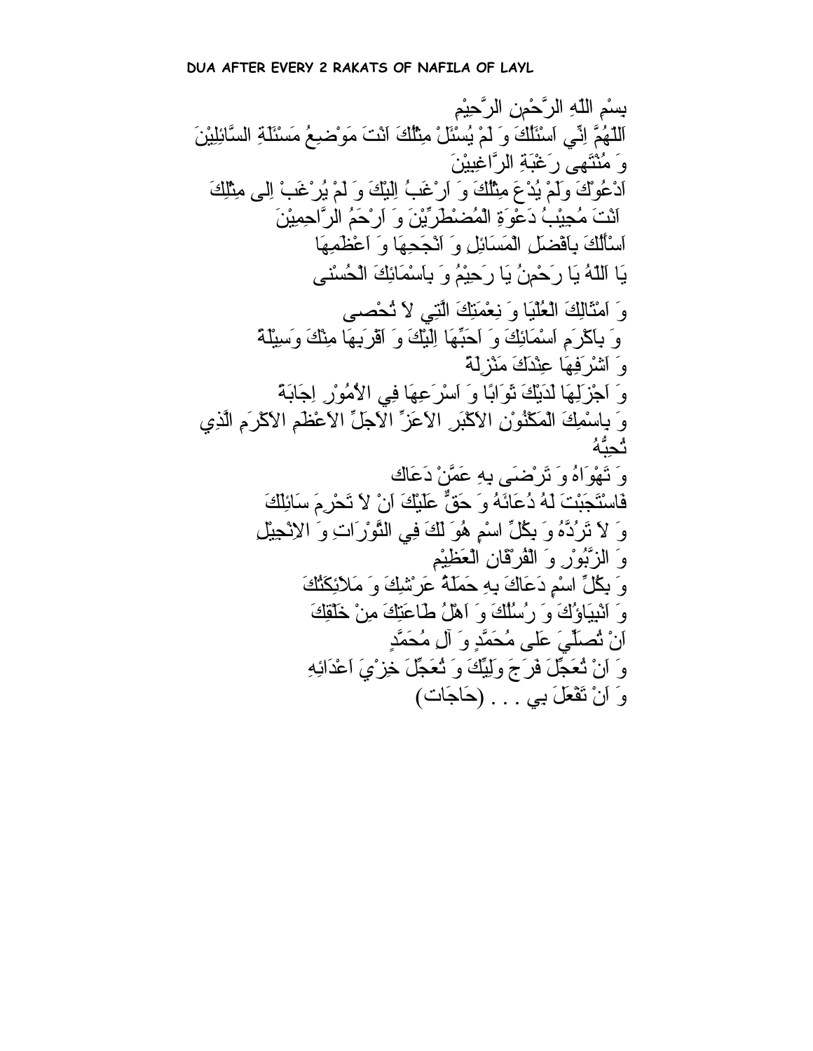**DUA AFTER EVERY 2 RAKATS OF NAFILA OF LAYL**

بِسْمِ اللّٰهِ الرَّحْمٰنِ الرَّحِيْمِ

اَللّٰهُمَّ اِنِّي اَسْئَلُكَ وَ لَمْ يُسْئَلْ مِثْلُكَ اَنْتَ مَوْضِعُ مَسْئَلَةِ السَّآئِلِيْنَ

وَ مُنْتَهى رَغْبَةِ الرَّاغِبِيْنَ

اَدْعُوْكَ وَلَمْ يُدْعَ مِثْلُكَ وَ اَرْغَبُ اِلَيْكَ وَ لَمْ يُرْغَبْ اِلى مِثْلِكَ

اَنْتَ مُجِيْبُ دَعْوَةِ الْمُضْطَرِّيْنَ وَ اَرْحَمُ الرَّاحِمِيْنَ

اَسْاَلُكَ بِاَفْضَلِ الْمَسَائِلِ وَ اَنْجَحِهَا وَ اَعْظَمِهَا

يَا اَللّٰهُ يَا رَحْمٰنُ يَا رَحِيْمُ وَ بِاَسْمَائِكَ الْحُسْنى

وَ اَمْثَالِكَ الْعُلْيَا وَ نِعْمَتِكَ الَّتِي لاَ تُحْصى

وَ بِاَكْرَمِ اَسْمَائِكَ وَ اَحَبِّهَا اِلَيْكَ وَ اَقْرَبِهَا مِنْكَ وَسِيْلَةً

وَ اَشْرَفِهَا عِنْدَكَ مَنْزِلَةً

وَ اَجْزَلِهَا لَدَيْكَ ثَوَابًا وَ اَسْرَعِهَا فِي الاُمُوْرِ اِجَابَةً

وَ بِاسْمِكَ الْمَكْنُوْنِ الاَكْبَرِ الاَعَزِّ الاَجَلِّ الاَعْظَمِ الاَكْرَمِ الَّذِي تُحِبُّهُ

وَ تَهْوَاهُ وَ تَرْضى بِهِ عَمَّنْ دَعَاك

فَاسْتَجَبْتَ لَهُ دُعَائَهُ وَ حَقٌّ عَلَيْكَ اَنْ لاَ تَحْرِمَ سَائِلَكَ

وَ لاَ تَرُدَّهُ وَ بِكُلِّ اسْمٍ هُوَ لَكَ فِي التَّوْرَاتِ وَ الاِنْجِيْلِ

وَ الزَّبُوْرِ وَ الْفُرْقَانِ الْعَظِيْمِ

وَ بِكُلِّ اسْمٍ دَعَاكَ بِهِ حَمَلَةُ عَرْشِكَ وَ مَلاَئِكَتُكَ

وَ اَنْبِيَاؤُكَ وَ رُسُلُكَ وَ اَهْلُ طَاعَتِكَ مِنْ خَلْقِكَ

اَنْ تُصَلِّيَ عَلى مُحَمَّدٍ وَ آلِ مُحَمَّدٍ

وَ اَنْ تُعَجِّلَ فَرَجَ وَلِيِّكَ وَ تُعَجِّلَ خِزْيَ اَعْدَائِهِ

وَ اَنْ تَفْعَلَ بِي . . . (حَاجَات)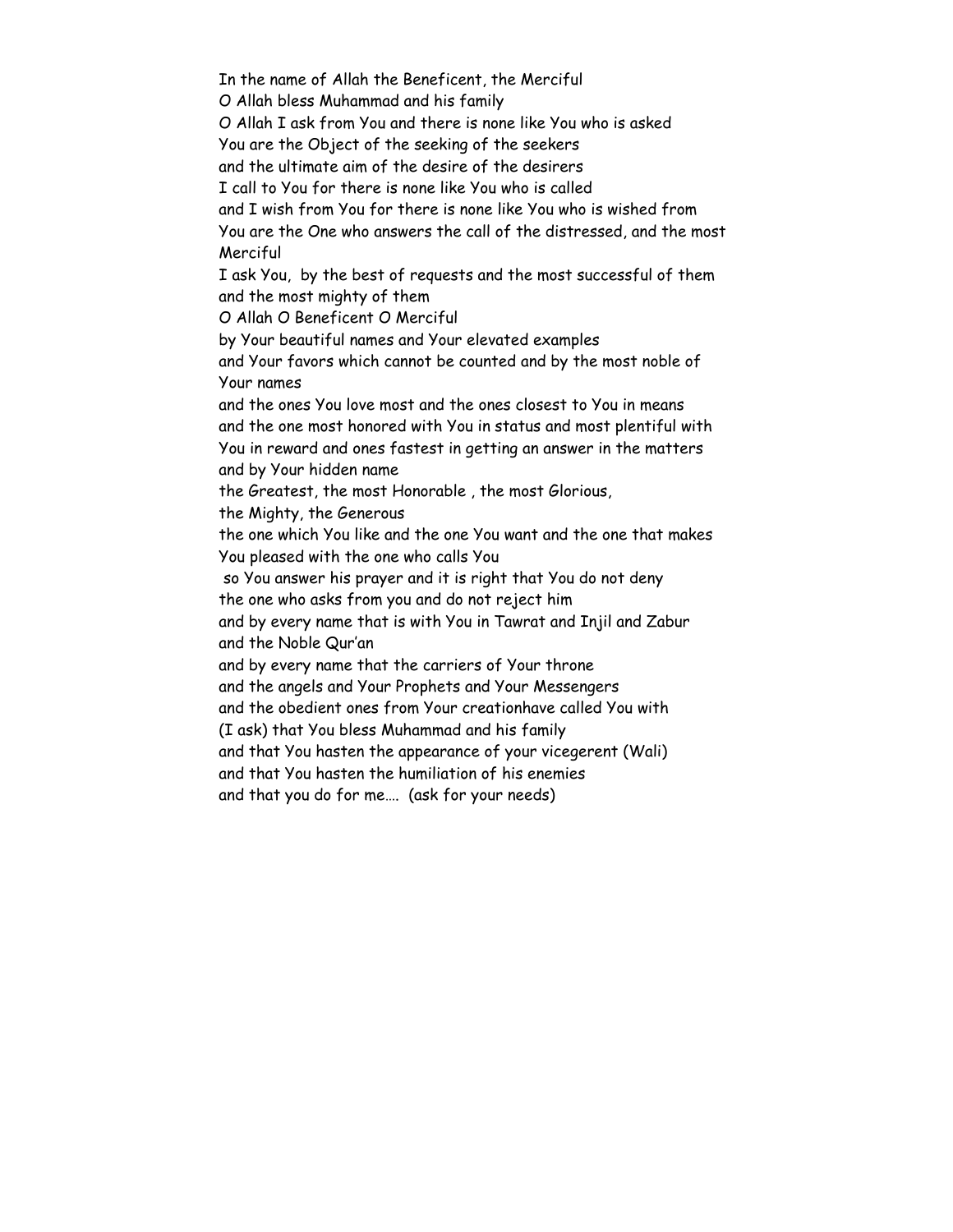In the name of Allah the Beneficent, the Merciful

O Allah bless Muhammad and his family

O Allah I ask from You and there is none like You who is asked

You are the Object of the seeking of the seekers

and the ultimate aim of the desire of the desirers

I call to You for there is none like You who is called

and I wish from You for there is none like You who is wished from

You are the One who answers the call of the distressed, and the most Merciful

I ask You, by the best of requests and the most successful of them and the most mighty of them

O Allah O Beneficent O Merciful

by Your beautiful names and Your elevated examples

and Your favors which cannot be counted and by the most noble of Your names

and the ones You love most and the ones closest to You in means

and the one most honored with You in status and most plentiful with You in reward and ones fastest in getting an answer in the matters

and by Your hidden name

the Greatest, the most Honorable , the most Glorious,

the Mighty, the Generous

the one which You like and the one You want and the one that makes You pleased with the one who calls You

so You answer his prayer and it is right that You do not deny the one who asks from you and do not reject him

and by every name that is with You in Tawrat and Injil and Zabur and the Noble Qur'an

and by every name that the carriers of Your throne

and the angels and Your Prophets and Your Messengers

and the obedient ones from Your creationhave called You with

(I ask) that You bless Muhammad and his family

and that You hasten the appearance of your vicegerent (Wali)

and that You hasten the humiliation of his enemies

and that you do for me…. (ask for your needs)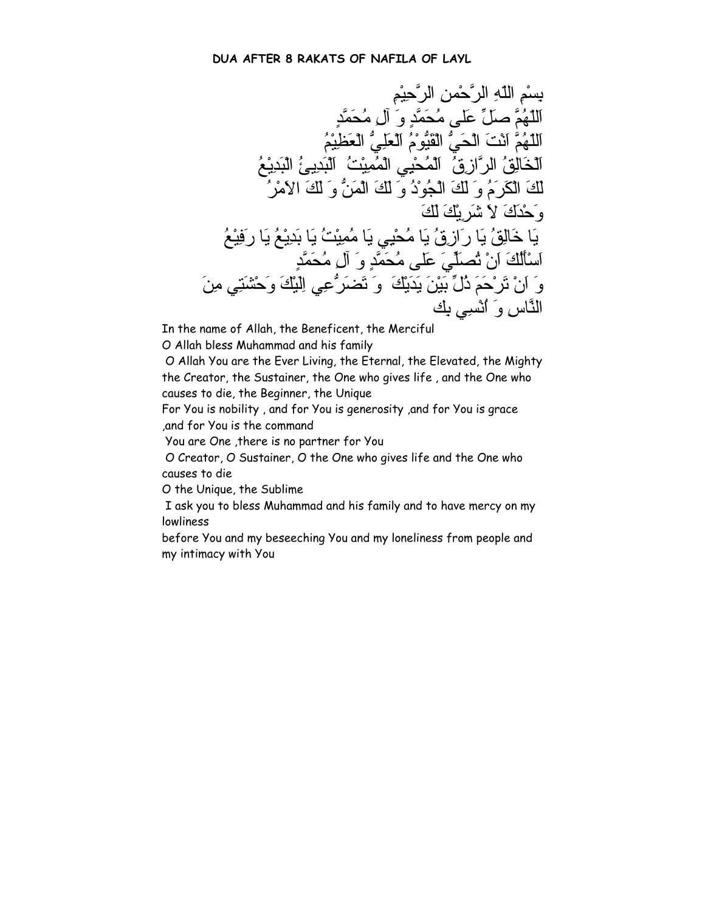**DUA AFTER 8 RAKATS OF NAFILA OF LAYL**

بِسْمِ اللّهِ الرَّحْمنِ الرَّحِيْمِ

اَللّهُمَّ صَلِّ عَلى مُحَمَّدٍ وَ آلِ مُحَمَّدٍ

اَللّهُمَّ اَنْتَ الْحَيُّ الْقَيُّوْمُ اَلْعَلِيُّ الْعَظِيْمُ

اَلْخَالِقُ الرَّازِقُ اَلْمُحْيِي الْمُمِيْتُ اَلْبَدِيئُ الْبَدِيْعُ

لَكَ الْكَرَمُ وَ لَكَ الْجُوْدُ وَ لَكَ الْمَنُّ وَ لَكَ الاَمْرُ

وَحْدَكَ لاَ شَرِيْكَ لَكَ

يَا خَالِقُ يَا رَازِقُ يَا مُحْيِي يَا مُمِيْتُ يَا بَدِيْعُ يَا رَفِيْعُ

اَسْأَلُكَ اَنْ تُصَلِّيَ عَلى مُحَمَّدٍ وَ آلِ مُحَمَّدٍ

وَ اَنْ تَرْحَمَ ذُلِّ بَيْنَ يَدَيْكَ وَ تَضَرُّعِي اِلَيْكَ وَحْشَتِي مِنَ

النَّاسِ وَ اُنْسِي بِك

In the name of Allah, the Beneficent, the Merciful

O Allah bless Muhammad and his family

O Allah You are the Ever Living, the Eternal, the Elevated, the Mighty the Creator, the Sustainer, the One who gives life , and the One who causes to die, the Beginner, the Unique

For You is nobility , and for You is generosity ,and for You is grace ,and for You is the command

You are One ,there is no partner for You

O Creator, O Sustainer, O the One who gives life and the One who causes to die

O the Unique, the Sublime

I ask you to bless Muhammad and his family and to have mercy on my lowliness before You and my beseeching You and my loneliness from people and my intimacy with You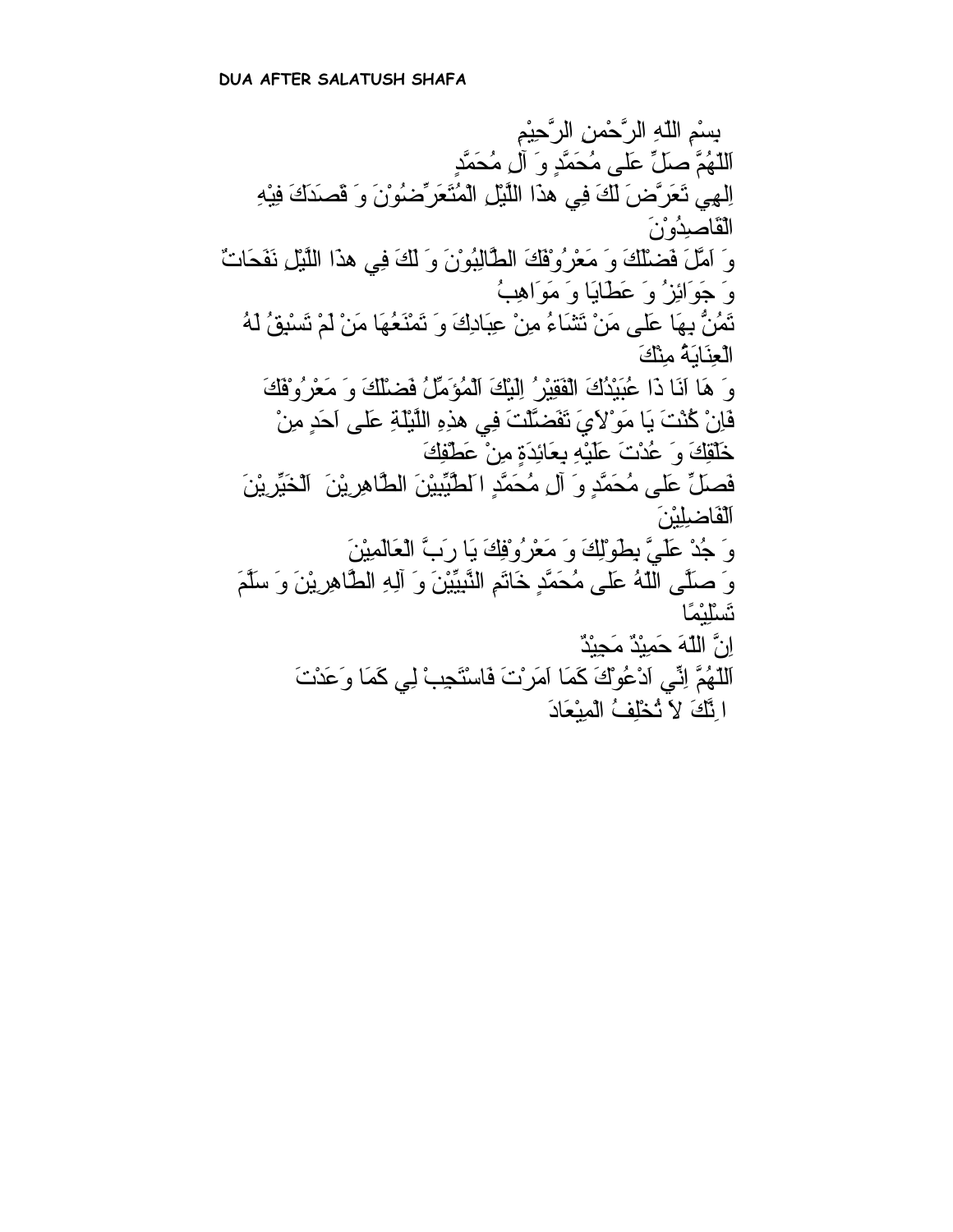**DUA AFTER SALATUSH SHAFA**

بِسْمِ اللّهِ الرَّحْمنِ الرَّحِيْمِ

اَللّهُمَّ صَلِّ عَلى مُحَمَّدٍ وَ آلِ مُحَمَّدٍ

اِلهِي تَعَرَّضَ لَكَ فِي هذَا اللَّيْلِ الْمُتَعَرِّضُوْنَ وَ قَصَدَكَ فِيْهِ الْقَاصِدُوْنَ

وَ اَمَّلَ فَضْلَكَ وَ مَعْرُوْفَكَ الطَّالِبُوْنَ وَ لَكَ فِي هذَا اللَّيْلِ نَفَحَاتٌ

وَ جَوَائِزُ وَ عَطَايَا وَ مَوَاهِبُ

تَمُنُّ بِهَا عَلى مَنْ تَشَاءُ مِنْ عِبَادِكَ وَ تَمْنَعُهَا مَنْ لَمْ تَسْبِقُ لَهُ الْعِنَايَةُ مِنْكَ

وَ هَا اَنَا ذَا عُبَيْدُكَ الْفَقِيْرُ اِلَيْكَ اَلْمُؤَمِّلُ فَضْلَكَ وَ مَعْرُوْفَكَ

فَاِنْ كُنْتَ يَا مَوْلاَيَ تَفَضَّلْتَ فِي هذِهِ اللَّيْلَةِ عَلى اَحَدٍ مِنْ خَلْقِكَ وَ عُدْتَ عَلَيْهِ بِعَائِدَةٍ مِنْ عَطْفِكَ

فَصَلِّ عَلى مُحَمَّدٍ وَ آلِ مُحَمَّدٍ اَلطَّيِّبِيْنَ الطَّاهِرِيْنَ اَلْخَيِّرِيْنَ اَلْفَاضِلِيْنَ

وَ جُدْ عَلَيَّ بِطَوْلِكَ وَ مَعْرُوْفِكَ يَا رَبَّ الْعَالَمِيْنَ

وَ صَلَّى اللّهُ عَلى مُحَمَّدٍ خَاتَمِ النَّبِيِّيْنَ وَ آلِهِ الطَّاهِرِيْنَ وَ سَلَّمَ تَسْلِيْمًا

اِنَّ اللّهَ حَمِيْدٌ مَجِيْدٌ

اَللّهُمَّ اِنِّي اَدْعُوْكَ كَمَا اَمَرْتَ فَاسْتَجِبْ لِي كَمَا وَعَدْتَ

اِنَّكَ لاَ تُخْلِفُ الْمِيْعَادَ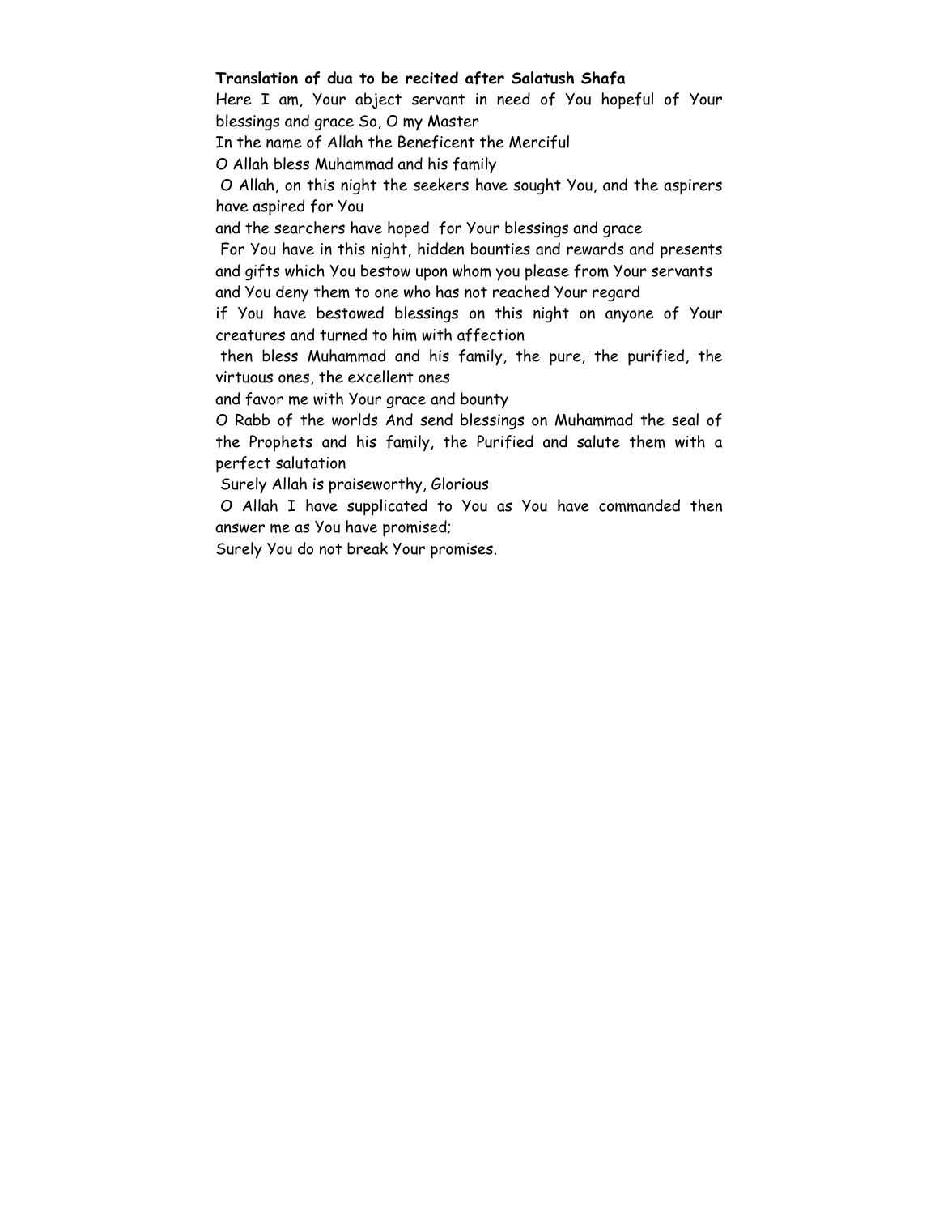**Translation of dua to be recited after Salatush Shafa**

Here I am, Your abject servant in need of You hopeful of Your blessings and grace So, O my Master

In the name of Allah the Beneficent the Merciful

O Allah bless Muhammad and his family

O Allah, on this night the seekers have sought You, and the aspirers have aspired for You

and the searchers have hoped for Your blessings and grace

For You have in this night, hidden bounties and rewards and presents and gifts which You bestow upon whom you please from Your servants and You deny them to one who has not reached Your regard

if You have bestowed blessings on this night on anyone of Your creatures and turned to him with affection

then bless Muhammad and his family, the pure, the purified, the virtuous ones, the excellent ones

and favor me with Your grace and bounty

O Rabb of the worlds And send blessings on Muhammad the seal of the Prophets and his family, the Purified and salute them with a perfect salutation

Surely Allah is praiseworthy, Glorious

O Allah I have supplicated to You as You have commanded then answer me as You have promised;

Surely You do not break Your promises.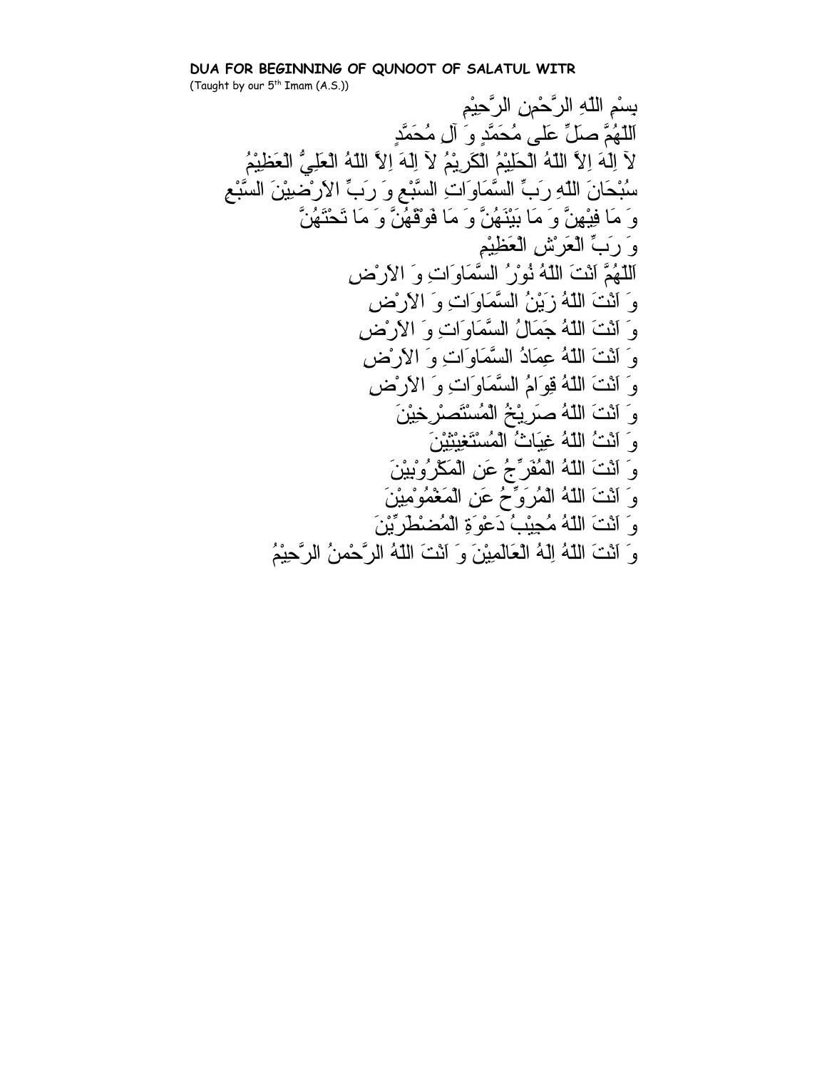**DUA FOR BEGINNING OF QUNOOT OF SALATUL WITR**

(Taught by our 5th Imam (A.S.))

بِسْمِ اللّهِ الرَّحْمٰنِ الرَّحِيْمِ

اَللّهُمَّ صَلِّ عَلى مُحَمَّدٍ وَ آلِ مُحَمَّدٍ

لاَ اِلٰهَ اِلاَّ اللّهُ الْحَلِيْمُ الْكَرِيْمُ لاَ اِلٰهَ اِلاَّ اللّهُ الْعَلِيُّ الْعَظِيْمُ

سُبْحَانَ اللّهِ رَبِّ السَّمَاوَاتِ السَّبْعِ وَ رَبِّ الاَرْضِيْنَ السَّبْعِ

وَ مَا فِيْهِنَّ وَ مَا بَيْنَهُنَّ وَ مَا فَوْقَهُنَّ وَ مَا تَحْتَهُنَّ

وَ رَبِّ الْعَرْشِ الْعَظِيْمِ

اَللّهُمَّ اَنْتَ اللّهُ نُوْرُ السَّمَاوَاتِ وَ الاَرْضِ

وَ اَنْتَ اللّهُ زَيْنُ السَّمَاوَاتِ وَ الاَرْضِ

وَ اَنْتَ اللّهُ جَمَالُ السَّمَاوَاتِ وَ الاَرْضِ

وَ اَنْتَ اللّهُ عِمَادُ السَّمَاوَاتِ وَ الاَرْضِ

وَ اَنْتَ اللّهُ قِوَامُ السَّمَاوَاتِ وَ الاَرْضِ

وَ اَنْتَ اللّهُ صَرِيْخُ الْمُسْتَصْرِخِيْنَ

وَ اَنْتَ اللّهُ غِيَاثُ الْمُسْتَغِيْثِيْنَ

وَ اَنْتَ اللّهُ الْمُفَرِّجُ عَنِ الْمَكْرُوْبِيْنَ

وَ اَنْتَ اللّهُ الْمُرَوِّحُ عَنِ الْمَغْمُوْمِيْنَ

وَ اَنْتَ اللّهُ مُجِيْبُ دَعْوَةِ الْمُضْطَرِّيْنَ

وَ اَنْتَ اللّهُ اِلٰهُ الْعَالَمِيْنَ وَ اَنْتَ اللّهُ الرَّحْمٰنُ الرَّحِيْمُ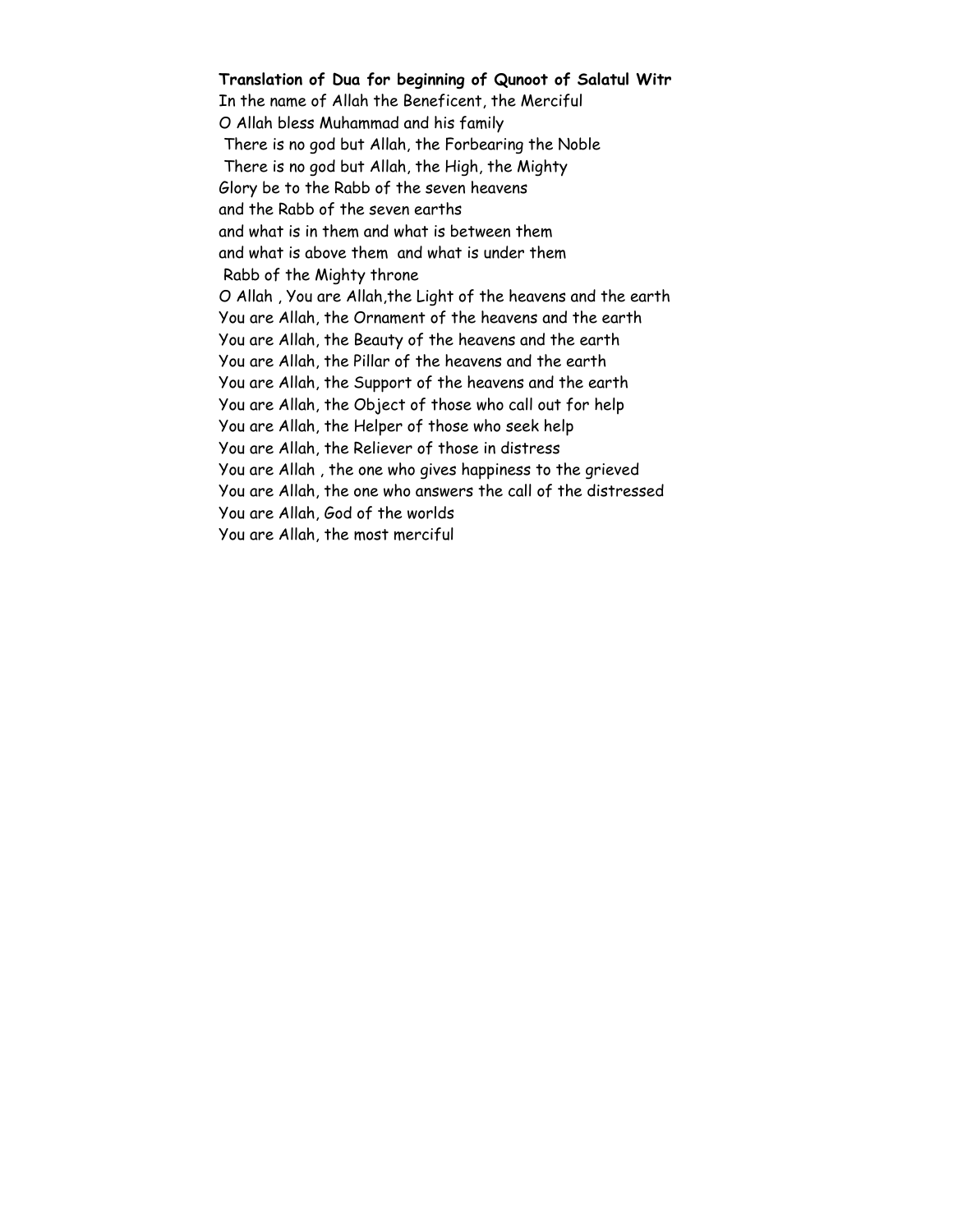**Translation of Dua for beginning of Qunoot of Salatul Witr**

In the name of Allah the Beneficent, the Merciful
O Allah bless Muhammad and his family
There is no god but Allah, the Forbearing the Noble
There is no god but Allah, the High, the Mighty
Glory be to the Rabb of the seven heavens
and the Rabb of the seven earths
and what is in them and what is between them
and what is above them and what is under them
Rabb of the Mighty throne
O Allah , You are Allah,the Light of the heavens and the earth
You are Allah, the Ornament of the heavens and the earth
You are Allah, the Beauty of the heavens and the earth
You are Allah, the Pillar of the heavens and the earth
You are Allah, the Support of the heavens and the earth
You are Allah, the Object of those who call out for help
You are Allah, the Helper of those who seek help
You are Allah, the Reliever of those in distress
You are Allah , the one who gives happiness to the grieved
You are Allah, the one who answers the call of the distressed
You are Allah, God of the worlds
You are Allah, the most merciful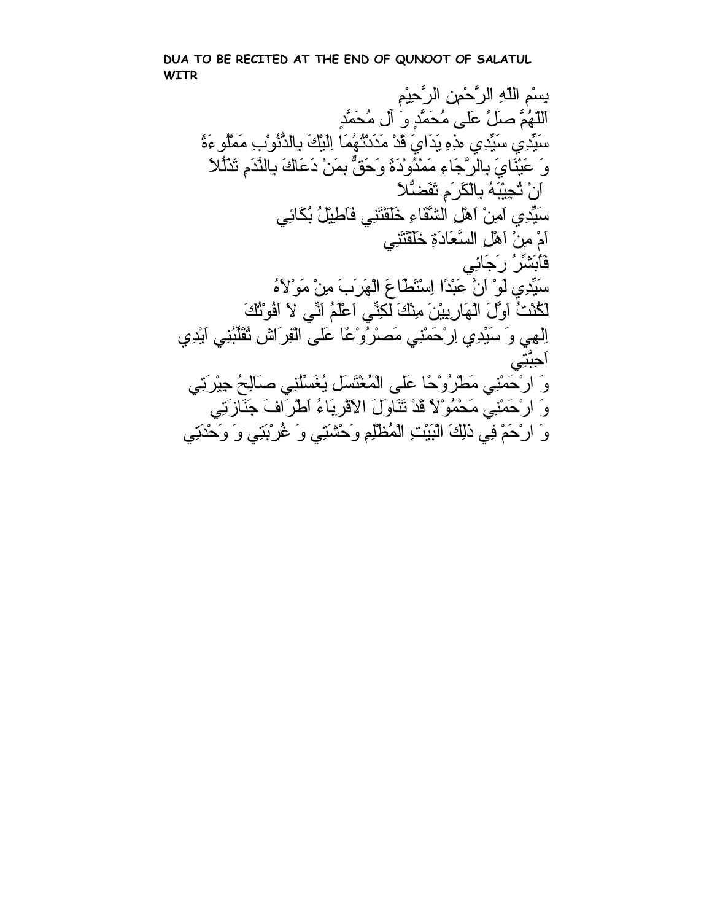**DUA TO BE RECITED AT THE END OF QUNOOT OF SALATUL WITR**

بِسْمِ اللّٰهِ الرَّحْمٰنِ الرَّحِيْمِ

اَللّٰهُمَّ صَلِّ عَلٰى مُحَمَّدٍ وَ آلِ مُحَمَّدٍ

سَيِّدِي سَيِّدِي هٰذِهِ يَدَايَ قَدْ مَدَدْتُهُمَا اِلَيْكَ بِالذُّنُوْبِ مَمْلُوءَةً

وَ عَيْنَايَ بِالرَّجَاءِ مَمْدُوْدَةً وَحَقٌّ بِمَنْ دَعَاكَ بِالنَّدَمِ تَذَلُّلاً

اَنْ تُجِيْبَهُ بِالْكَرَمِ تَفَضُّلاً

سَيِّدِي اَمِنْ اَهْلِ الشَّقَاءِ خَلَقْتَنِي فَاُطِيْلُ بُكَائِي

اَمْ مِنْ اَهْلِ السَّعَادَةِ خَلَقْتَنِي

فَاُبَشِّرُ رَجَائِي

سَيِّدِي لَوْ اَنَّ عَبْدًا اِسْتَطَاعَ الْهَرَبَ مِنْ مَوْلاَهُ

لَكُنْتُ اَوَّلَ الْهَارِبِيْنَ مِنْكَ لٰكِنِّي اَعْلَمُ اَنِّي لاَ اَفُوْتُكَ

اِلٰهِي وَ سَيِّدِي اِرْحَمْنِي مَصْرُوْعًا عَلٰى الْفِرَاشِ تُقَلِّبُنِي اَيْدِي اَحِبَّتِي

وَ ارْحَمْنِي مَطْرُوْحًا عَلٰى الْمُغْتَسَلِ يُغَسِّلُنِي صَالِحُ جِيْرَتِي

وَ ارْحَمْنِي مَحْمُوْلاً قَدْ تَنَاوَلَ الاَقْرِبَاءُ اَطْرَافَ جَنَازَتِي

وَ ارْحَمْ فِي ذٰلِكَ الْبَيْتِ الْمُظْلِمِ وَحْشَتِي وَ غُرْبَتِي وَ وَحْدَتِي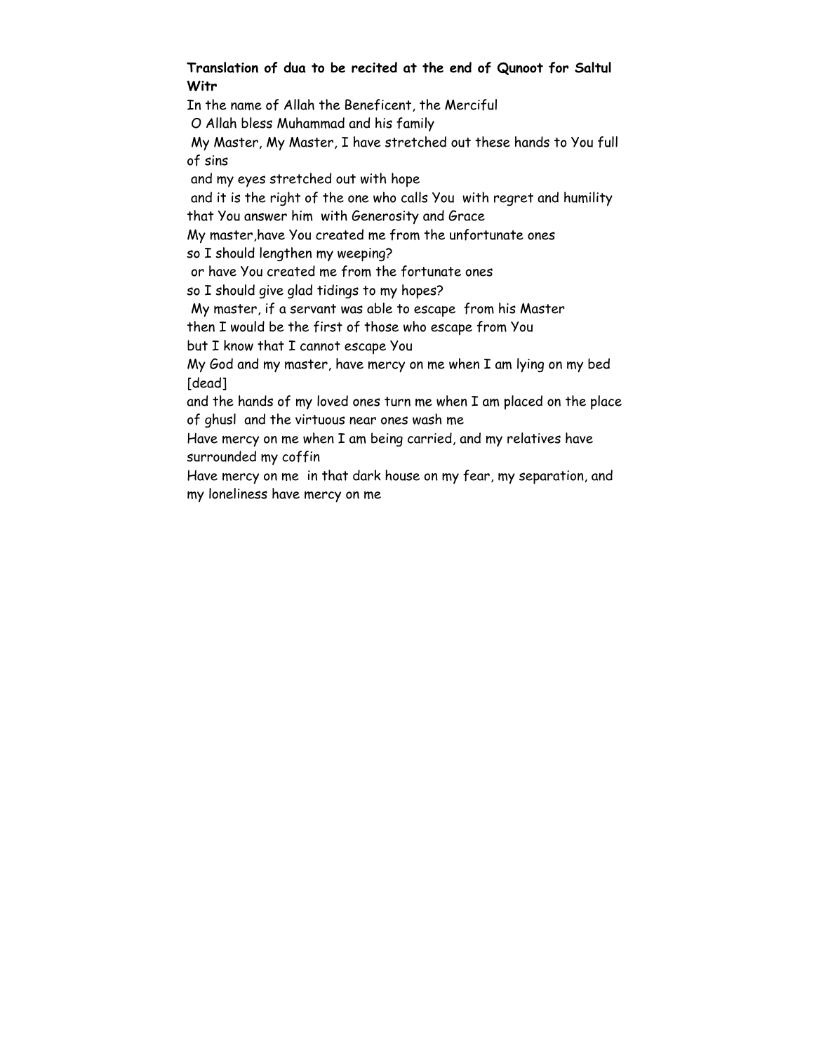**Translation of dua to be recited at the end of Qunoot for Saltul Witr**

In the name of Allah the Beneficent, the Merciful

O Allah bless Muhammad and his family

My Master, My Master, I have stretched out these hands to You full of sins

and my eyes stretched out with hope

and it is the right of the one who calls You with regret and humility that You answer him with Generosity and Grace

My master,have You created me from the unfortunate ones

so I should lengthen my weeping?

or have You created me from the fortunate ones

so I should give glad tidings to my hopes?

My master, if a servant was able to escape from his Master

then I would be the first of those who escape from You

but I know that I cannot escape You

My God and my master, have mercy on me when I am lying on my bed [dead]

and the hands of my loved ones turn me when I am placed on the place of ghusl and the virtuous near ones wash me

Have mercy on me when I am being carried, and my relatives have surrounded my coffin

Have mercy on me in that dark house on my fear, my separation, and my loneliness have mercy on me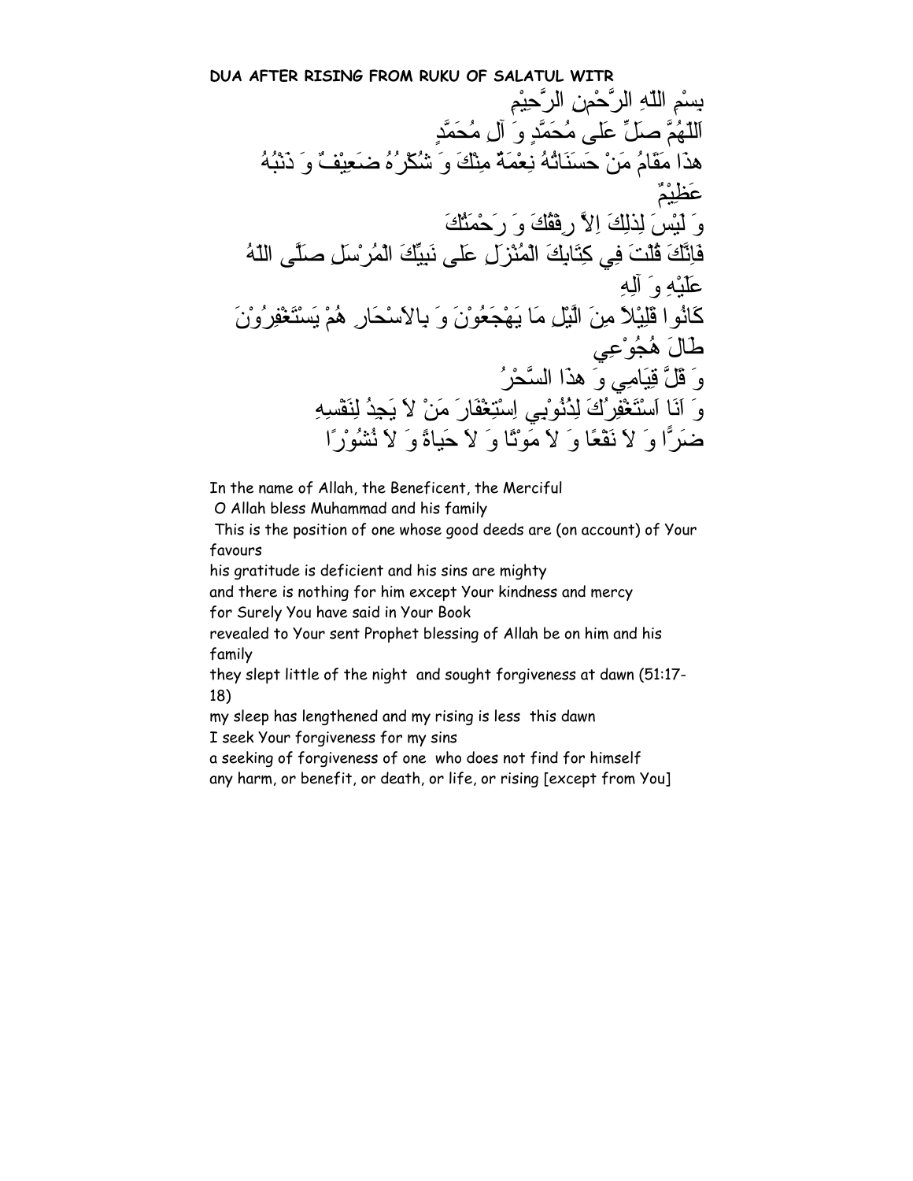**DUA AFTER RISING FROM RUKU OF SALATUL WITR**

بِسْمِ اللّٰهِ الرَّحْمٰنِ الرَّحِيْمِ

اَللّٰهُمَّ صَلِّ عَلٰى مُحَمَّدٍ وَ آلِ مُحَمَّدٍ

هٰذَا مَقَامُ مَنْ حَسَنَاتُهُ نِعْمَةٌ مِنْكَ وَ شُكْرُهُ ضَعِيْفٌ وَ ذَنْبُهُ عَظِيْمٌ

وَ لَيْسَ لِذٰلِكَ اِلاَّ رِفْقُكَ وَ رَحْمَتُكَ

فَاِنَّكَ قُلْتَ فِي كِتَابِكَ الْمُنْزَلِ عَلٰى نَبِيِّكَ الْمُرْسَلِ صَلَّى اللّٰهُ عَلَيْهِ وَ آلِهِ

كَانُوا قَلِيْلاً مِنَ اللَّيْلِ مَا يَهْجَعُوْنَ وَ بِالاَسْحَارِ هُمْ يَسْتَغْفِرُوْنَ

طَالَ هُجُوْعِي

وَ قَلَّ قِيَامِي وَ هٰذَا السَّحْرُ

وَ اَنَا اَسْتَغْفِرُكَ لِذُنُوْبِي اِسْتِغْفَارَ مَنْ لاَ يَجِدُ لِنَفْسِهِ

ضَرًّا وَ لاَ نَفْعًا وَ لاَ مَوْتًا وَ لاَ حَياةً وَ لاَ نُشُوْرًا

In the name of Allah, the Beneficent, the Merciful

O Allah bless Muhammad and his family

This is the position of one whose good deeds are (on account) of Your favours

his gratitude is deficient and his sins are mighty

and there is nothing for him except Your kindness and mercy

for Surely You have said in Your Book

revealed to Your sent Prophet blessing of Allah be on him and his family

they slept little of the night and sought forgiveness at dawn (51:17-18)

my sleep has lengthened and my rising is less this dawn

I seek Your forgiveness for my sins

a seeking of forgiveness of one who does not find for himself

any harm, or benefit, or death, or life, or rising [except from You]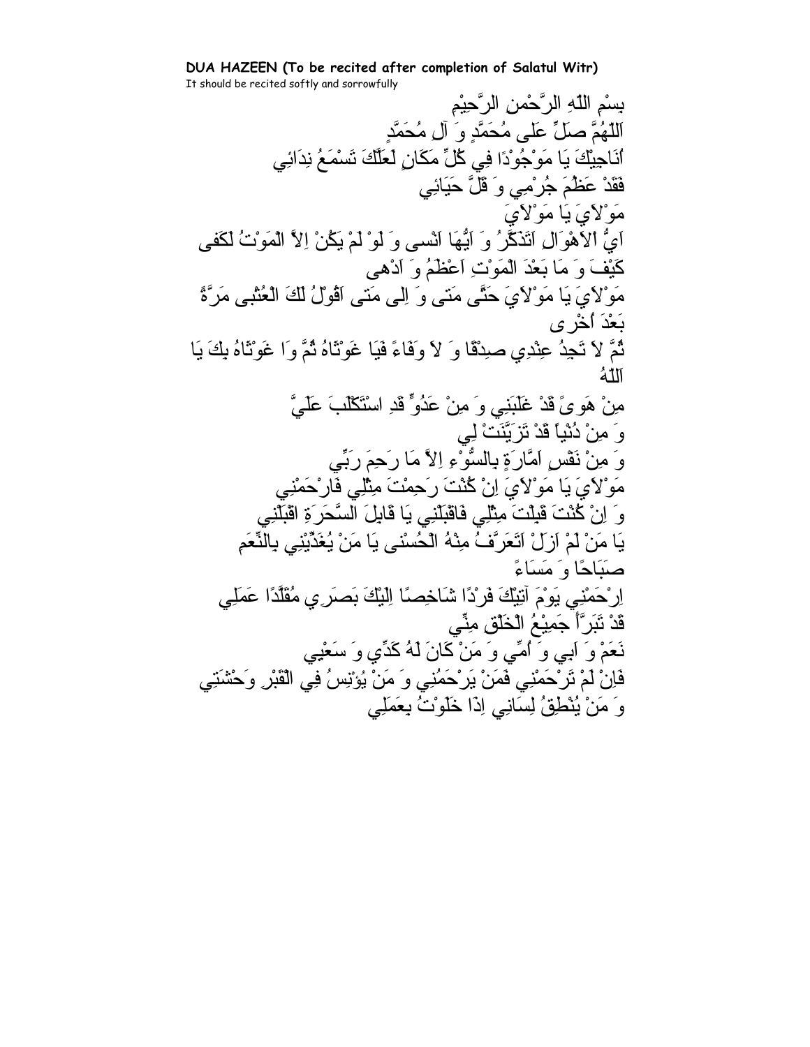**DUA HAZEEN (To be recited after completion of Salatul Witr)**

It should be recited softly and sorrowfully

بِسْمِ اللّٰهِ الرَّحْمٰنِ الرَّحِيْمِ

اَللّٰهُمَّ صَلِّ عَلٰى مُحَمَّدٍ وَ آلِ مُحَمَّدٍ

اُنَاجِيْكَ يَا مَوْجُوْدًا فِي كُلِّ مَكَانٍ لَعَلَّكَ تَسْمَعُ نِدَائِي

فَقَدْ عَظُمَ جُرْمِي وَ قَلَّ حَيَائِي

مَوْلاَيَ يَا مَوْلاَيَ

اَيُّ الْاَهْوَالِ اَتَذَكَّرُ وَ اَيُّهَا اَنْسى وَ لَوْ لَمْ يَكُنْ اِلاَّ الْمَوْتُ لَكَفى

كَيْفَ وَ مَا بَعْدَ الْمَوْتِ اَعْظَمُ وَ اَدْهى

مَوْلاَيَ يَا مَوْلاَيَ حَتَّى مَتى وَ اِلى مَتى اَقُوْلُ لَكَ الْعُتْبى مَرَّةً بَعْدَ اُخْرى

ثُمَّ لاَ تَجِدُ عِنْدِي صِدْقًا وَ لاَ وَفَاءً فَيَا غَوْثَاهُ ثُمَّ وَا غَوْثَاهُ بِكَ يَا اَللّٰهُ

مِنْ هَوىً قَدْ غَلَبَنِي وَ مِنْ عَدُوٍّ قَدِ اسْتَكْلَبَ عَلَيَّ

وَ مِنْ دُنْيَاً قَدْ تَزَيَّنَتْ لِي

وَ مِنْ نَفْسٍ اَمَّارَةٍ بِالسُّوْءِ اِلاَّ مَا رَحِمَ رَبِّي

مَوْلاَيَ يَا مَوْلاَيَ اِنْ كُنْتَ رَحِمْتَ مِثْلِي فَارْحَمْنِي

وَ اِنْ كُنْتَ قَبِلْتَ مِثْلِي فَاقْبَلْنِي يَا قَابِلَ السَّحَرَةِ اقْبَلْنِي

يَا مَنْ لَمْ اَزَلْ اَتَعَرَّفُ مِنْهُ الْحُسْنى يَا مَنْ يُغَذِّيْنِي بِالنِّعَمِ صَبَاحًا وَ مَسَاءً

اِرْحَمْنِي يَوْمَ آتِيْكَ فَرْدًا شَاخِصًا اِلَيْكَ بَصَرِي مُقَلَّدًا عَمَلِي

قَدْ تَبَرَّأَ جَمِيْعُ الْخَلْقِ مِنِّي

نَعَمْ وَ اَبِي وَ اُمِّي وَ مَنْ كَانَ لَهُ كَدِّي وَ سَعْيِي

فَاِنْ لَمْ تَرْحَمْنِي فَمَنْ يَرْحَمُنِي وَ مَنْ يُؤْنِسُ فِي الْقَبْرِ وَحْشَتِي

وَ مَنْ يُنْطِقُ لِسَانِي اِذَا خَلَوْتُ بِعَمَلِي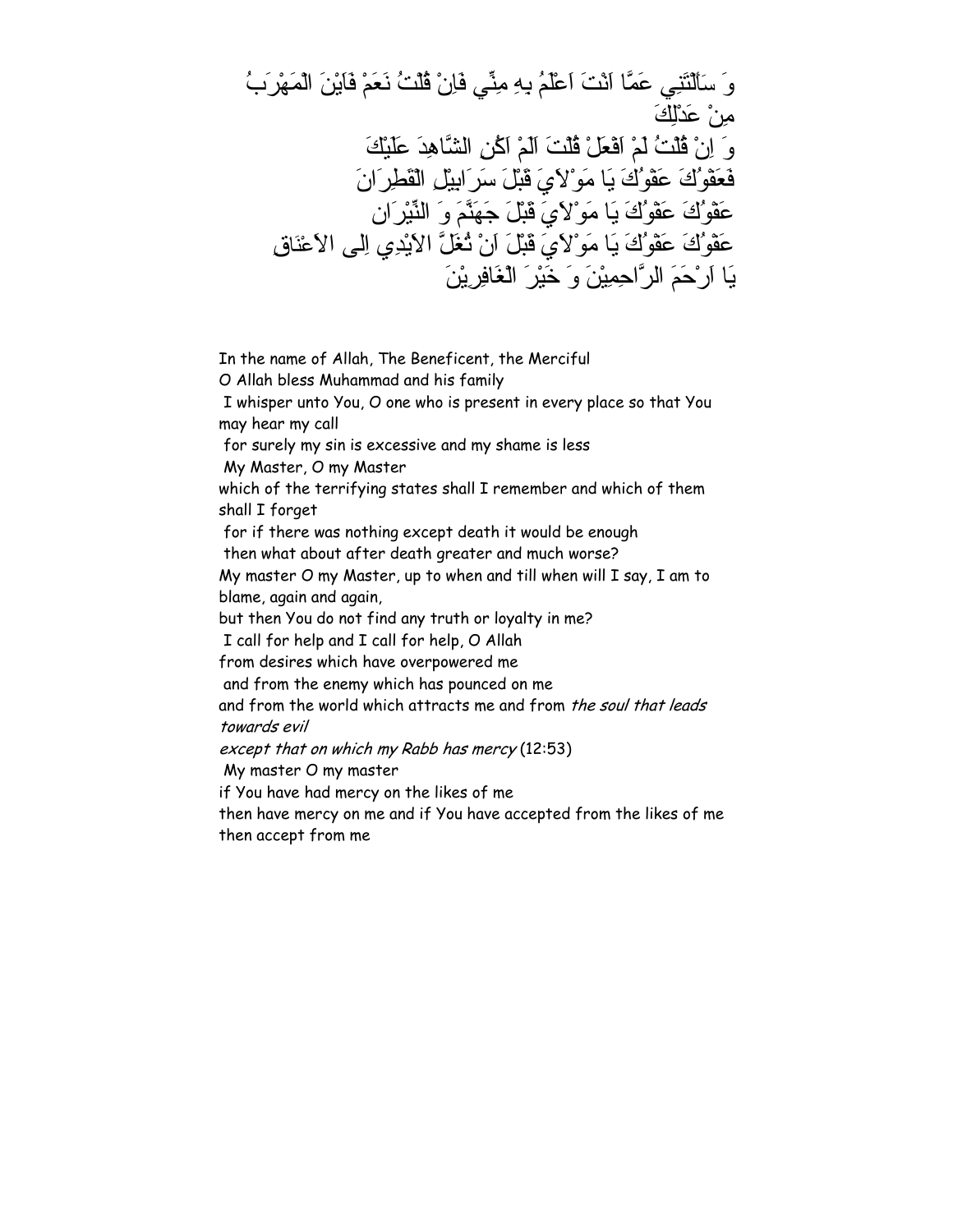وَ سَأَلْتَنِي عَمَّا اَنْتَ اَعْلَمُ بِهِ مِنِّي فَاِنْ قُلْتُ نَعَمْ فَاَيْنَ الْمَهْرَبُ مِنْ عَدْلِكَ

وَ اِنْ قُلْتُ لَمْ اَفْعَلْ قُلْتَ اَلَمْ اَكُنِ الشَّاهِدَ عَلَيْكَ

فَعَفْوُكَ عَفْوُكَ يَا مَوْلاَيَ قَبْلَ سَرَابِيلِ الْقَطِرَانَ

عَفْوُكَ عَفْوُكَ يَا مَوْلاَيَ قَبْلَ جَهَنَّمَ وَ النِّيْرَان

عَفْوُكَ عَفْوُكَ يَا مَوْلاَيَ قَبْلَ اَنْ تُغَلَّ الاَيْدِي اِلى الأَعْنَاقِ

يَا اَرْحَمَ الرَّاحِمِيْنَ وَ خَيْرَ الْغَافِرِيْنَ

In the name of Allah, The Beneficent, the Merciful

O Allah bless Muhammad and his family

I whisper unto You, O one who is present in every place so that You may hear my call

for surely my sin is excessive and my shame is less

My Master, O my Master

which of the terrifying states shall I remember and which of them shall I forget

for if there was nothing except death it would be enough

then what about after death greater and much worse?

My master O my Master, up to when and till when will I say, I am to blame, again and again,

but then You do not find any truth or loyalty in me?

I call for help and I call for help, O Allah

from desires which have overpowered me

and from the enemy which has pounced on me

and from the world which attracts me and from *the soul that leads towards evil*

*except that on which my Rabb has mercy* (12:53)

My master O my master

if You have had mercy on the likes of me

then have mercy on me and if You have accepted from the likes of me then accept from me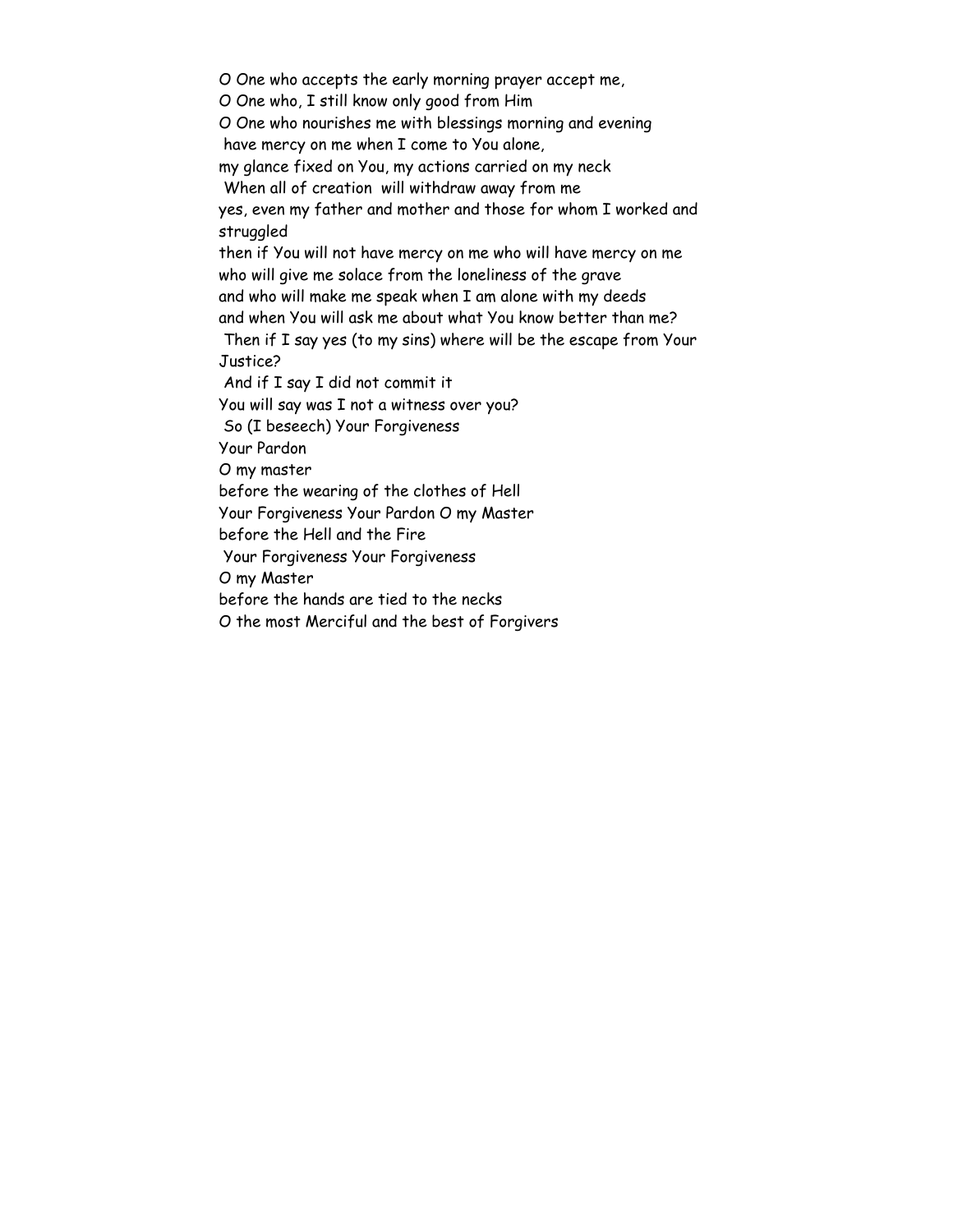O One who accepts the early morning prayer accept me,
O One who, I still know only good from Him
O One who nourishes me with blessings morning and evening
have mercy on me when I come to You alone,
my glance fixed on You, my actions carried on my neck
When all of creation will withdraw away from me
yes, even my father and mother and those for whom I worked and struggled
then if You will not have mercy on me who will have mercy on me
who will give me solace from the loneliness of the grave
and who will make me speak when I am alone with my deeds
and when You will ask me about what You know better than me?
Then if I say yes (to my sins) where will be the escape from Your Justice?
And if I say I did not commit it
You will say was I not a witness over you?
So (I beseech) Your Forgiveness
Your Pardon
O my master
before the wearing of the clothes of Hell
Your Forgiveness Your Pardon O my Master
before the Hell and the Fire
Your Forgiveness Your Forgiveness
O my Master
before the hands are tied to the necks
O the most Merciful and the best of Forgivers